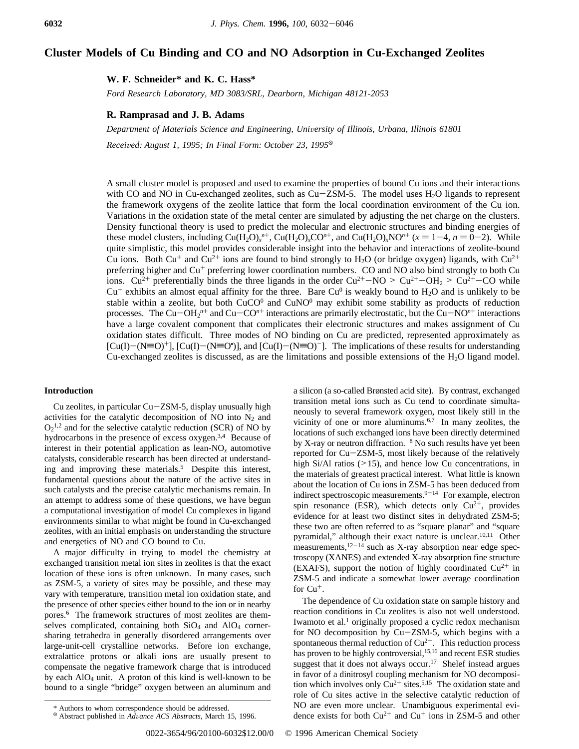# Cluster Models of Cu Binding and CO and NO Adsorption in Cu-Exchanged Zeolites

**W. F. Schneider\* and K. C. Hass\***

*Ford Research Laboratory, MD 3083/SRL, Dearborn, Michigan 48121-2053*

**R. Ramprasad and J. B. Adams**

*Department of Materials Science and Engineering, University of Illinois, Urbana, Illinois 61801*

*Received: August 1, 1995; In Final Form: October 23, 1995*[⊗]

A small cluster model is proposed and used to examine the properties of bound Cu ions and their interactions with CO and NO in Cu-exchanged zeolites, such as Cu−ZSM-5. The model uses $H_2O$ ligands to represent the framework oxygens of the zeolite lattice that form the local coordination environment of the Cu ion. Variations in the oxidation state of the metal center are simulated by adjusting the net charge on the clusters. Density functional theory is used to predict the molecular and electronic structures and binding energies of these model clusters, including $Cu(H_2O)_x^{n+}$, $Cu(H_2O)_xCO^{n+}$, and $Cu(H_2O)_xNO^{n+}$ ($x = 1-4$, $n = 0-2$). While quite simplistic, this model provides considerable insight into the behavior and interactions of zeolite-bound Cu ions. Both $Cu^+$ and $Cu^{2+}$ ions are found to bind strongly to $H_2O$ (or bridge oxygen) ligands, with $Cu^{2+}$ preferring higher and $Cu^+$ preferring lower coordination numbers. CO and NO also bind strongly to both Cu ions. $Cu^{2+}$ preferentially binds the three ligands in the order $Cu^{2+}-NO > Cu^{2+}-OH_2 > Cu^{2+}-CO$ while $Cu^+$ exhibits an almost equal affinity for the three. Bare $Cu^0$ is weakly bound to $H_2O$ and is unlikely to be stable within a zeolite, but both $CuCO^0$ and $CuNO^0$ may exhibit some stability as products of reduction processes. The $Cu-OH_2^{n+}$ and $Cu-CO^{n+}$ interactions are primarily electrostatic, but the $Cu-NO^{n+}$ interactions have a large covalent component that complicates their electronic structures and makes assignment of Cu oxidation states difficult. Three modes of NO binding on Cu are predicted, represented approximately as [Cu(I)−(N≡O)$^+$], [Cu(I)−(N≡O$^•$)], and [Cu(I)−(N≡O)$^-$]. The implications of these results for understanding Cu-exchanged zeolites is discussed, as are the limitations and possible extensions of the $H_2O$ ligand model.

## Introduction

Cu zeolites, in particular Cu−ZSM-5, display unusually high activities for the catalytic decomposition of NO into $N_2$ and $O_2$[1,2] and for the selective catalytic reduction (SCR) of NO by hydrocarbons in the presence of excess oxygen.[3,4] Because of interest in their potential application as lean-$NO_x$ automotive catalysts, considerable research has been directed at understanding and improving these materials.[5] Despite this interest, fundamental questions about the nature of the active sites in such catalysts and the precise catalytic mechanisms remain. In an attempt to address some of these questions, we have begun a computational investigation of model Cu complexes in ligand environments similar to what might be found in Cu-exchanged zeolites, with an initial emphasis on understanding the structure and energetics of NO and CO bound to Cu.

A major difficulty in trying to model the chemistry at exchanged transition metal ion sites in zeolites is that the exact location of these ions is often unknown. In many cases, such as ZSM-5, a variety of sites may be possible, and these may vary with temperature, transition metal ion oxidation state, and the presence of other species either bound to the ion or in nearby pores.[6] The framework structures of most zeolites are themselves complicated, containing both $SiO_4$ and $AlO_4$ corner-sharing tetrahedra in generally disordered arrangements over large-unit-cell crystalline networks. Before ion exchange, extralattice protons or alkali ions are usually present to compensate the negative framework charge that is introduced by each $AlO_4$ unit. A proton of this kind is well-known to be bound to a single "bridge" oxygen between an aluminum and a silicon (a so-called Brønsted acid site). By contrast, exchanged transition metal ions such as Cu tend to coordinate simultaneously to several framework oxygen, most likely still in the vicinity of one or more aluminums.[6,7] In many zeolites, the locations of such exchanged ions have been directly determined by X-ray or neutron diffraction. [8] No such results have yet been reported for Cu−ZSM-5, most likely because of the relatively high Si/Al ratios (>15), and hence low Cu concentrations, in the materials of greatest practical interest. What little is known about the location of Cu ions in ZSM-5 has been deduced from indirect spectroscopic measurements.[9−14] For example, electron spin resonance (ESR), which detects only $Cu^{2+}$, provides evidence for at least two distinct sites in dehydrated ZSM-5; these two are often referred to as "square planar" and "square pyramidal," although their exact nature is unclear.[10,11] Other measurements,[12−14] such as X-ray absorption near edge spectroscopy (XANES) and extended X-ray absorption fine structure (EXAFS), support the notion of highly coordinated $Cu^{2+}$ in ZSM-5 and indicate a somewhat lower average coordination for $Cu^+$.

The dependence of Cu oxidation state on sample history and reaction conditions in Cu zeolites is also not well understood. Iwamoto et al.[1] originally proposed a cyclic redox mechanism for NO decomposition by Cu−ZSM-5, which begins with a spontaneous thermal reduction of $Cu^{2+}$. This reduction process has proven to be highly controversial,[15,16] and recent ESR studies suggest that it does not always occur.[17] Shelef instead argues in favor of a dinitrosyl coupling mechanism for NO decomposition which involves only $Cu^{2+}$ sites.[5,15] The oxidation state and role of Cu sites active in the selective catalytic reduction of NO are even more unclear. Unambiguous experimental evidence exists for both $Cu^{2+}$ and $Cu^+$ ions in ZSM-5 and other

\* Authors to whom correspondence should be addressed.
⊗ Abstract published in *Advance ACS Abstracts*, March 15, 1996.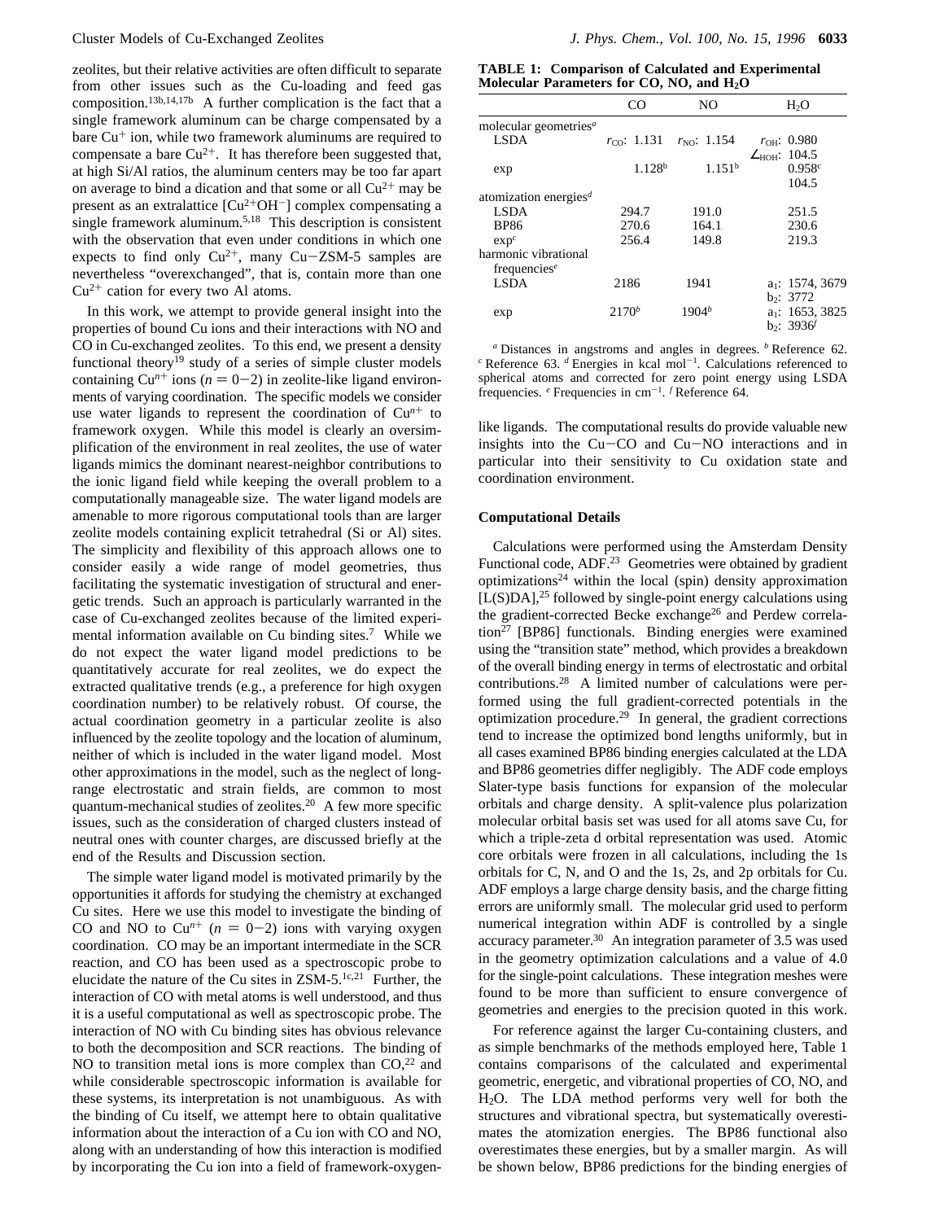zeolites, but their relative activities are often difficult to separate from other issues such as the Cu-loading and feed gas composition.[13b,14,17b] A further complication is the fact that a single framework aluminum can be charge compensated by a bare $Cu^+$ ion, while two framework aluminums are required to compensate a bare $Cu^{2+}$. It has therefore been suggested that, at high Si/Al ratios, the aluminum centers may be too far apart on average to bind a dication and that some or all $Cu^{2+}$ may be present as an extralattice $[Cu^{2+}OH^-]$ complex compensating a single framework aluminum.[5,18] This description is consistent with the observation that even under conditions in which one expects to find only $Cu^{2+}$, many Cu–ZSM-5 samples are nevertheless "overexchanged", that is, contain more than one $Cu^{2+}$ cation for every two Al atoms.

In this work, we attempt to provide general insight into the properties of bound Cu ions and their interactions with NO and CO in Cu-exchanged zeolites. To this end, we present a density functional theory[19] study of a series of simple cluster models containing $Cu^{n+}$ ions ($n = 0-2$) in zeolite-like ligand environments of varying coordination. The specific models we consider use water ligands to represent the coordination of $Cu^{n+}$ to framework oxygen. While this model is clearly an oversimplification of the environment in real zeolites, the use of water ligands mimics the dominant nearest-neighbor contributions to the ionic ligand field while keeping the overall problem to a computationally manageable size. The water ligand models are amenable to more rigorous computational tools than are larger zeolite models containing explicit tetrahedral (Si or Al) sites. The simplicity and flexibility of this approach allows one to consider easily a wide range of model geometries, thus facilitating the systematic investigation of structural and energetic trends. Such an approach is particularly warranted in the case of Cu-exchanged zeolites because of the limited experimental information available on Cu binding sites.[7] While we do not expect the water ligand model predictions to be quantitatively accurate for real zeolites, we do expect the extracted qualitative trends (e.g., a preference for high oxygen coordination number) to be relatively robust. Of course, the actual coordination geometry in a particular zeolite is also influenced by the zeolite topology and the location of aluminum, neither of which is included in the water ligand model. Most other approximations in the model, such as the neglect of long-range electrostatic and strain fields, are common to most quantum-mechanical studies of zeolites.[20] A few more specific issues, such as the consideration of charged clusters instead of neutral ones with counter charges, are discussed briefly at the end of the Results and Discussion section.

The simple water ligand model is motivated primarily by the opportunities it affords for studying the chemistry at exchanged Cu sites. Here we use this model to investigate the binding of CO and NO to $Cu^{n+}$ ($n = 0-2$) ions with varying oxygen coordination. CO may be an important intermediate in the SCR reaction, and CO has been used as a spectroscopic probe to elucidate the nature of the Cu sites in ZSM-5.[1c,21] Further, the interaction of CO with metal atoms is well understood, and thus it is a useful computational as well as spectroscopic probe. The interaction of NO with Cu binding sites has obvious relevance to both the decomposition and SCR reactions. The binding of NO to transition metal ions is more complex than CO,[22] and while considerable spectroscopic information is available for these systems, its interpretation is not unambiguous. As with the binding of Cu itself, we attempt here to obtain qualitative information about the interaction of a Cu ion with CO and NO, along with an understanding of how this interaction is modified by incorporating the Cu ion into a field of framework-oxygen-like ligands. The computational results do provide valuable new insights into the Cu–CO and Cu–NO interactions and in particular into their sensitivity to Cu oxidation state and coordination environment.

**TABLE 1: Comparison of Calculated and Experimental Molecular Parameters for CO, NO, and $H_2O$**

| | CO | NO | $H_2O$ |
|---|---|---|---|
| molecular geometries[a] | | | |
| LSDA | $r_{CO}$: 1.131 | $r_{NO}$: 1.154 | $r_{OH}$: 0.980; $\angle_{HOH}$: 104.5 |
| exp | 1.128[b] | 1.151[b] | 0.958[c]; 104.5 |
| atomization energies[d] | | | |
| LSDA | 294.7 | 191.0 | 251.5 |
| BP86 | 270.6 | 164.1 | 230.6 |
| exp[c] | 256.4 | 149.8 | 219.3 |
| harmonic vibrational frequencies[e] | | | |
| LSDA | 2186 | 1941 | $a_1$: 1574, 3679; $b_2$: 3772 |
| exp | 2170[b] | 1904[b] | $a_1$: 1653, 3825; $b_2$: 3936[f] |

[a] Distances in angstroms and angles in degrees. [b] Reference 62. [c] Reference 63. [d] Energies in kcal $mol^{-1}$. Calculations referenced to spherical atoms and corrected for zero point energy using LSDA frequencies. [e] Frequencies in $cm^{-1}$. [f] Reference 64.

## Computational Details

Calculations were performed using the Amsterdam Density Functional code, ADF.[23] Geometries were obtained by gradient optimizations[24] within the local (spin) density approximation [L(S)DA],[25] followed by single-point energy calculations using the gradient-corrected Becke exchange[26] and Perdew correlation[27] [BP86] functionals. Binding energies were examined using the "transition state" method, which provides a breakdown of the overall binding energy in terms of electrostatic and orbital contributions.[28] A limited number of calculations were performed using the full gradient-corrected potentials in the optimization procedure.[29] In general, the gradient corrections tend to increase the optimized bond lengths uniformly, but in all cases examined BP86 binding energies calculated at the LDA and BP86 geometries differ negligibly. The ADF code employs Slater-type basis functions for expansion of the molecular orbitals and charge density. A split-valence plus polarization molecular orbital basis set was used for all atoms save Cu, for which a triple-zeta d orbital representation was used. Atomic core orbitals were frozen in all calculations, including the 1s orbitals for C, N, and O and the 1s, 2s, and 2p orbitals for Cu. ADF employs a large charge density basis, and the charge fitting errors are uniformly small. The molecular grid used to perform numerical integration within ADF is controlled by a single accuracy parameter.[30] An integration parameter of 3.5 was used in the geometry optimization calculations and a value of 4.0 for the single-point calculations. These integration meshes were found to be more than sufficient to ensure convergence of geometries and energies to the precision quoted in this work.

For reference against the larger Cu-containing clusters, and as simple benchmarks of the methods employed here, Table 1 contains comparisons of the calculated and experimental geometric, energetic, and vibrational properties of CO, NO, and $H_2O$. The LDA method performs very well for both the structures and vibrational spectra, but systematically overestimates the atomization energies. The BP86 functional also overestimates these energies, but by a smaller margin. As will be shown below, BP86 predictions for the binding energies of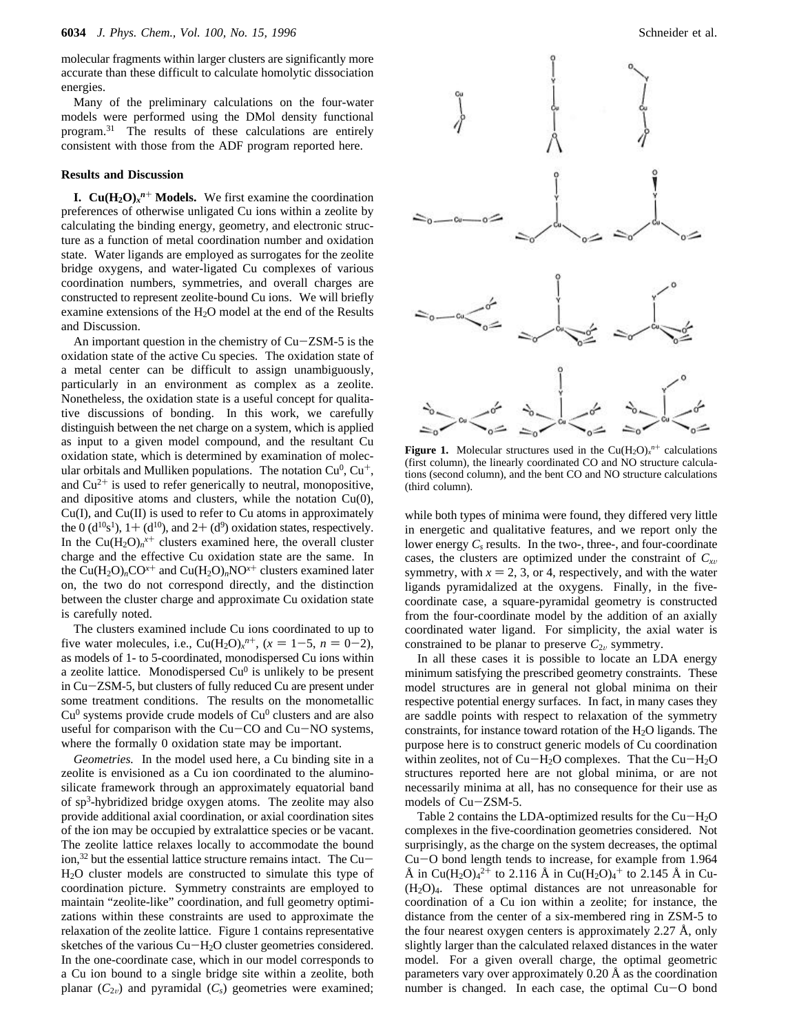molecular fragments within larger clusters are significantly more accurate than these difficult to calculate homolytic dissociation energies.

Many of the preliminary calculations on the four-water models were performed using the DMol density functional program.[31] The results of these calculations are entirely consistent with those from the ADF program reported here.

## Results and Discussion

**I. $Cu(H_2O)_x^{n+}$ Models.** We first examine the coordination preferences of otherwise unligated Cu ions within a zeolite by calculating the binding energy, geometry, and electronic structure as a function of metal coordination number and oxidation state. Water ligands are employed as surrogates for the zeolite bridge oxygens, and water-ligated Cu complexes of various coordination numbers, symmetries, and overall charges are constructed to represent zeolite-bound Cu ions. We will briefly examine extensions of the $H_2O$ model at the end of the Results and Discussion.

An important question in the chemistry of Cu–ZSM-5 is the oxidation state of the active Cu species. The oxidation state of a metal center can be difficult to assign unambiguously, particularly in an environment as complex as a zeolite. Nonetheless, the oxidation state is a useful concept for qualitative discussions of bonding. In this work, we carefully distinguish between the net charge on a system, which is applied as input to a given model compound, and the resultant Cu oxidation state, which is determined by examination of molecular orbitals and Mulliken populations. The notation $Cu^0$, $Cu^+$, and $Cu^{2+}$ is used to refer generically to neutral, monopositive, and dipositive atoms and clusters, while the notation Cu(0), Cu(I), and Cu(II) is used to refer to Cu atoms in approximately the 0 ($d^{10}s^1$), 1+ ($d^{10}$), and 2+ ($d^9$) oxidation states, respectively. In the $Cu(H_2O)_n^{x+}$ clusters examined here, the overall cluster charge and the effective Cu oxidation state are the same. In the $Cu(H_2O)_nCO^{x+}$ and $Cu(H_2O)_nNO^{x+}$ clusters examined later on, the two do not correspond directly, and the distinction between the cluster charge and approximate Cu oxidation state is carefully noted.

The clusters examined include Cu ions coordinated to up to five water molecules, i.e., $Cu(H_2O)_x^{n+}$, ($x = 1-5$, $n = 0-2$), as models of 1- to 5-coordinated, monodispersed Cu ions within a zeolite lattice. Monodispersed $Cu^0$ is unlikely to be present in Cu–ZSM-5, but clusters of fully reduced Cu are present under some treatment conditions. The results on the monometallic $Cu^0$ systems provide crude models of $Cu^0$ clusters and are also useful for comparison with the Cu–CO and Cu–NO systems, where the formally 0 oxidation state may be important.

*Geometries.* In the model used here, a Cu binding site in a zeolite is envisioned as a Cu ion coordinated to the aluminosilicate framework through an approximately equatorial band of $sp^3$-hybridized bridge oxygen atoms. The zeolite may also provide additional axial coordination, or axial coordination sites of the ion may be occupied by extralattice species or be vacant. The zeolite lattice relaxes locally to accommodate the bound ion,[32] but the essential lattice structure remains intact. The Cu–$H_2O$ cluster models are constructed to simulate this type of coordination picture. Symmetry constraints are employed to maintain "zeolite-like" coordination, and full geometry optimizations within these constraints are used to approximate the relaxation of the zeolite lattice. Figure 1 contains representative sketches of the various Cu–$H_2O$ cluster geometries considered. In the one-coordinate case, which in our model corresponds to a Cu ion bound to a single bridge site within a zeolite, both planar ($C_{2v}$) and pyramidal ($C_s$) geometries were examined; while both types of minima were found, they differed very little in energetic and qualitative features, and we report only the lower energy $C_s$ results. In the two-, three-, and four-coordinate cases, the clusters are optimized under the constraint of $C_{xv}$ symmetry, with $x = 2$, 3, or 4, respectively, and with the water ligands pyramidalized at the oxygens. Finally, in the five-coordinate case, a square-pyramidal geometry is constructed from the four-coordinate model by the addition of an axially coordinated water ligand. For simplicity, the axial water is constrained to be planar to preserve $C_{2v}$ symmetry.

**Figure 1.** Molecular structures used in the $Cu(H_2O)_x^{n+}$ calculations (first column), the linearly coordinated CO and NO structure calculations (second column), and the bent CO and NO structure calculations (third column).

In all these cases it is possible to locate an LDA energy minimum satisfying the prescribed geometry constraints. These model structures are in general not global minima on their respective potential energy surfaces. In fact, in many cases they are saddle points with respect to relaxation of the symmetry constraints, for instance toward rotation of the $H_2O$ ligands. The purpose here is to construct generic models of Cu coordination within zeolites, not of Cu–$H_2O$ complexes. That the Cu–$H_2O$ structures reported here are not global minima, or are not necessarily minima at all, has no consequence for their use as models of Cu–ZSM-5.

Table 2 contains the LDA-optimized results for the Cu–$H_2O$ complexes in the five-coordination geometries considered. Not surprisingly, as the charge on the system decreases, the optimal Cu–O bond length tends to increase, for example from 1.964 Å in $Cu(H_2O)_4^{2+}$ to 2.116 Å in $Cu(H_2O)_4^+$ to 2.145 Å in $Cu(H_2O)_4$. These optimal distances are not unreasonable for coordination of a Cu ion within a zeolite; for instance, the distance from the center of a six-membered ring in ZSM-5 to the four nearest oxygen centers is approximately 2.27 Å, only slightly larger than the calculated relaxed distances in the water model. For a given overall charge, the optimal geometric parameters vary over approximately 0.20 Å as the coordination number is changed. In each case, the optimal Cu–O bond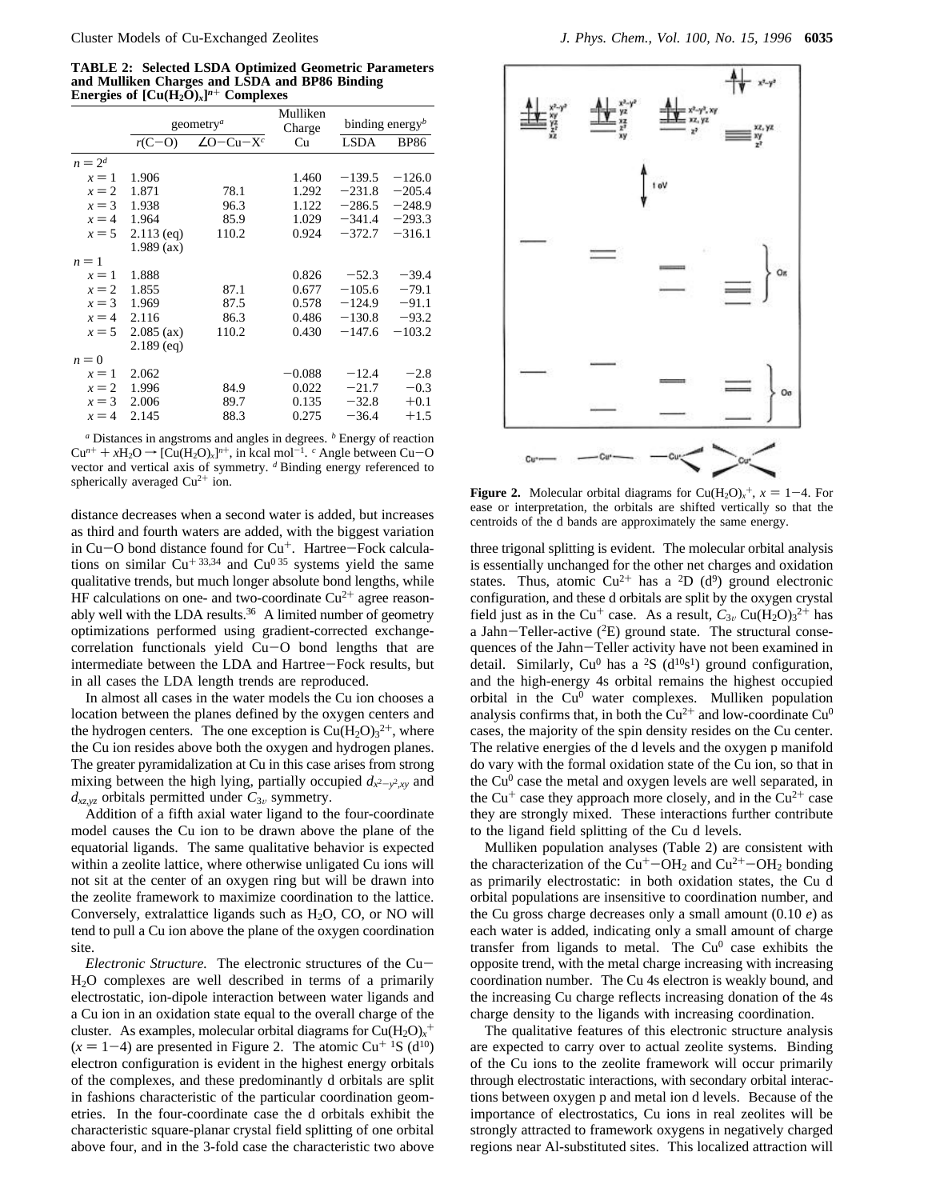**TABLE 2: Selected LSDA Optimized Geometric Parameters and Mulliken Charges and LSDA and BP86 Binding Energies of $[Cu(H_2O)_x]^{n+}$ Complexes**

| | geometry[a] | | Mulliken Charge | binding energy[b] | |
|---|---|---|---|---|---|
| | $r$(C−O) | ∠O−Cu−X[c] | Cu | LSDA | BP86 |
| $n = 2$[d] | | | | | |
| $x = 1$ | 1.906 | | 1.460 | −139.5 | −126.0 |
| $x = 2$ | 1.871 | 78.1 | 1.292 | −231.8 | −205.4 |
| $x = 3$ | 1.938 | 96.3 | 1.122 | −286.5 | −248.9 |
| $x = 4$ | 1.964 | 85.9 | 1.029 | −341.4 | −293.3 |
| $x = 5$ | 2.113 (eq) 1.989 (ax) | 110.2 | 0.924 | −372.7 | −316.1 |
| $n = 1$ | | | | | |
| $x = 1$ | 1.888 | | 0.826 | −52.3 | −39.4 |
| $x = 2$ | 1.855 | 87.1 | 0.677 | −105.6 | −79.1 |
| $x = 3$ | 1.969 | 87.5 | 0.578 | −124.9 | −91.1 |
| $x = 4$ | 2.116 | 86.3 | 0.486 | −130.8 | −93.2 |
| $x = 5$ | 2.085 (ax) 2.189 (eq) | 110.2 | 0.430 | −147.6 | −103.2 |
| $n = 0$ | | | | | |
| $x = 1$ | 2.062 | | −0.088 | −12.4 | −2.8 |
| $x = 2$ | 1.996 | 84.9 | 0.022 | −21.7 | −0.3 |
| $x = 3$ | 2.006 | 89.7 | 0.135 | −32.8 | +0.1 |
| $x = 4$ | 2.145 | 88.3 | 0.275 | −36.4 | +1.5 |

[a] Distances in angstroms and angles in degrees. [b] Energy of reaction $Cu^{n+} + xH_2O \rightarrow [Cu(H_2O)_x]^{n+}$, in kcal mol$^{-1}$. [c] Angle between Cu−O vector and vertical axis of symmetry. [d] Binding energy referenced to spherically averaged $Cu^{2+}$ ion.

distance decreases when a second water is added, but increases as third and fourth waters are added, with the biggest variation in Cu−O bond distance found for $Cu^+$. Hartree−Fock calculations on similar $Cu^{+}$ [33,34] and $Cu^{0}$ [35] systems yield the same qualitative trends, but much longer absolute bond lengths, while HF calculations on one- and two-coordinate $Cu^{2+}$ agree reasonably well with the LDA results.[36] A limited number of geometry optimizations performed using gradient-corrected exchange-correlation functionals yield Cu−O bond lengths that are intermediate between the LDA and Hartree−Fock results, but in all cases the LDA length trends are reproduced.

In almost all cases in the water models the Cu ion chooses a location between the planes defined by the oxygen centers and the hydrogen centers. The one exception is $Cu(H_2O)_3^{2+}$, where the Cu ion resides above both the oxygen and hydrogen planes. The greater pyramidalization at Cu in this case arises from strong mixing between the high lying, partially occupied $d_{x^2-y^2,xy}$ and $d_{xz,yz}$ orbitals permitted under $C_{3v}$ symmetry.

Addition of a fifth axial water ligand to the four-coordinate model causes the Cu ion to be drawn above the plane of the equatorial ligands. The same qualitative behavior is expected within a zeolite lattice, where otherwise unligated Cu ions will not sit at the center of an oxygen ring but will be drawn into the zeolite framework to maximize coordination to the lattice. Conversely, extralattice ligands such as $H_2O$, CO, or NO will tend to pull a Cu ion above the plane of the oxygen coordination site.

*Electronic Structure.* The electronic structures of the Cu−$H_2O$ complexes are well described in terms of a primarily electrostatic, ion-dipole interaction between water ligands and a Cu ion in an oxidation state equal to the overall charge of the cluster. As examples, molecular orbital diagrams for $Cu(H_2O)_x^+$ ($x = 1-4$) are presented in Figure 2. The atomic $Cu^+$ $^1S$ ($d^{10}$) electron configuration is evident in the highest energy orbitals of the complexes, and these predominantly d orbitals are split in fashions characteristic of the particular coordination geometries. In the four-coordinate case the d orbitals exhibit the characteristic square-planar crystal field splitting of one orbital above four, and in the 3-fold case the characteristic two above three trigonal splitting is evident. The molecular orbital analysis is essentially unchanged for the other net charges and oxidation states. Thus, atomic $Cu^{2+}$ has a $^2D$ ($d^9$) ground electronic configuration, and these d orbitals are split by the oxygen crystal field just as in the $Cu^+$ case. As a result, $C_{3v}$ $Cu(H_2O)_3^{2+}$ has a Jahn−Teller-active ($^2E$) ground state. The structural consequences of the Jahn−Teller activity have not been examined in detail. Similarly, $Cu^0$ has a $^2S$ ($d^{10}s^1$) ground configuration, and the high-energy 4s orbital remains the highest occupied orbital in the $Cu^0$ water complexes. Mulliken population analysis confirms that, in both the $Cu^{2+}$ and low-coordinate $Cu^0$ cases, the majority of the spin density resides on the Cu center. The relative energies of the d levels and the oxygen p manifold do vary with the formal oxidation state of the Cu ion, so that in the $Cu^0$ case the metal and oxygen levels are well separated, in the $Cu^+$ case they approach more closely, and in the $Cu^{2+}$ case they are strongly mixed. These interactions further contribute to the ligand field splitting of the Cu d levels.

Figure 2. Molecular orbital diagrams for $Cu(H_2O)_x^+$, $x = 1-4$. For ease or interpretation, the orbitals are shifted vertically so that the centroids of the d bands are approximately the same energy.

Mulliken population analyses (Table 2) are consistent with the characterization of the $Cu^+$−$OH_2$ and $Cu^{2+}$−$OH_2$ bonding as primarily electrostatic: in both oxidation states, the Cu d orbital populations are insensitive to coordination number, and the Cu gross charge decreases only a small amount (0.10 *e*) as each water is added, indicating only a small amount of charge transfer from ligands to metal. The $Cu^0$ case exhibits the opposite trend, with the metal charge increasing with increasing coordination number. The Cu 4s electron is weakly bound, and the increasing Cu charge reflects increasing donation of the 4s charge density to the ligands with increasing coordination.

The qualitative features of this electronic structure analysis are expected to carry over to actual zeolite systems. Binding of the Cu ions to the zeolite framework will occur primarily through electrostatic interactions, with secondary orbital interactions between oxygen p and metal ion d levels. Because of the importance of electrostatics, Cu ions in real zeolites will be strongly attracted to framework oxygens in negatively charged regions near Al-substituted sites. This localized attraction will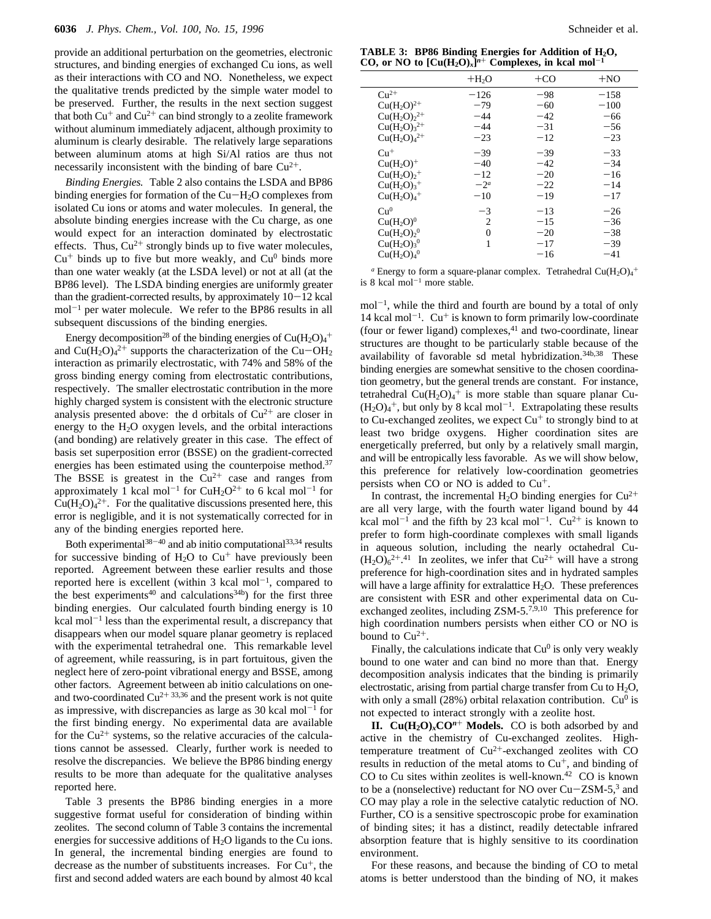provide an additional perturbation on the geometries, electronic structures, and binding energies of exchanged Cu ions, as well as their interactions with CO and NO. Nonetheless, we expect the qualitative trends predicted by the simple water model to be preserved. Further, the results in the next section suggest that both $Cu^+$ and $Cu^{2+}$ can bind strongly to a zeolite framework without aluminum immediately adjacent, although proximity to aluminum is clearly desirable. The relatively large separations between aluminum atoms at high Si/Al ratios are thus not necessarily inconsistent with the binding of bare $Cu^{2+}$.

*Binding Energies.* Table 2 also contains the LSDA and BP86 binding energies for formation of the Cu−$H_2O$ complexes from isolated Cu ions or atoms and water molecules. In general, the absolute binding energies increase with the Cu charge, as one would expect for an interaction dominated by electrostatic effects. Thus, $Cu^{2+}$ strongly binds up to five water molecules, $Cu^+$ binds up to five but more weakly, and $Cu^0$ binds more than one water weakly (at the LSDA level) or not at all (at the BP86 level). The LSDA binding energies are uniformly greater than the gradient-corrected results, by approximately 10−12 kcal mol$^{-1}$ per water molecule. We refer to the BP86 results in all subsequent discussions of the binding energies.

Energy decomposition[28] of the binding energies of $Cu(H_2O)_4{}^+$ and $Cu(H_2O)_4{}^{2+}$ supports the characterization of the Cu−$OH_2$ interaction as primarily electrostatic, with 74% and 58% of the gross binding energy coming from electrostatic contributions, respectively. The smaller electrostatic contribution in the more highly charged system is consistent with the electronic structure analysis presented above: the d orbitals of $Cu^{2+}$ are closer in energy to the $H_2O$ oxygen levels, and the orbital interactions (and bonding) are relatively greater in this case. The effect of basis set superposition error (BSSE) on the gradient-corrected energies has been estimated using the counterpoise method.[37] The BSSE is greatest in the $Cu^{2+}$ case and ranges from approximately 1 kcal mol$^{-1}$ for $CuH_2O^{2+}$ to 6 kcal mol$^{-1}$ for $Cu(H_2O)_4{}^{2+}$. For the qualitative discussions presented here, this error is negligible, and it is not systematically corrected for in any of the binding energies reported here.

Both experimental[38−40] and ab initio computational[33,34] results for successive binding of $H_2O$ to $Cu^+$ have previously been reported. Agreement between these earlier results and those reported here is excellent (within 3 kcal mol$^{-1}$, compared to the best experiments[40] and calculations[34b]) for the first three binding energies. Our calculated fourth binding energy is 10 kcal mol$^{-1}$ less than the experimental result, a discrepancy that disappears when our model square planar geometry is replaced with the experimental tetrahedral one. This remarkable level of agreement, while reassuring, is in part fortuitous, given the neglect here of zero-point vibrational energy and BSSE, among other factors. Agreement between ab initio calculations on one- and two-coordinated $Cu^{2+}$ [33,36] and the present work is not quite as impressive, with discrepancies as large as 30 kcal mol$^{-1}$ for the first binding energy. No experimental data are available for the $Cu^{2+}$ systems, so the relative accuracies of the calculations cannot be assessed. Clearly, further work is needed to resolve the discrepancies. We believe the BP86 binding energy results to be more than adequate for the qualitative analyses reported here.

Table 3 presents the BP86 binding energies in a more suggestive format useful for consideration of binding within zeolites. The second column of Table 3 contains the incremental energies for successive additions of $H_2O$ ligands to the Cu ions. In general, the incremental binding energies are found to decrease as the number of substituents increases. For $Cu^+$, the first and second added waters are each bound by almost 40 kcal mol$^{-1}$, while the third and fourth are bound by a total of only 14 kcal mol$^{-1}$. $Cu^+$ is known to form primarily low-coordinate (four or fewer ligand) complexes,[41] and two-coordinate, linear structures are thought to be particularly stable because of the availability of favorable sd metal hybridization.[34b,38] These binding energies are somewhat sensitive to the chosen coordination geometry, but the general trends are constant. For instance, tetrahedral $Cu(H_2O)_4{}^+$ is more stable than square planar $Cu(H_2O)_4{}^+$, but only by 8 kcal mol$^{-1}$. Extrapolating these results to Cu-exchanged zeolites, we expect $Cu^+$ to strongly bind to at least two bridge oxygens. Higher coordination sites are energetically preferred, but only by a relatively small margin, and will be entropically less favorable. As we will show below, this preference for relatively low-coordination geometries persists when CO or NO is added to $Cu^+$.

**TABLE 3: BP86 Binding Energies for Addition of $H_2O$, CO, or NO to $[Cu(H_2O)_x]^{n+}$ Complexes, in kcal mol$^{-1}$**

| | $+H_2O$ | $+CO$ | $+NO$ |
|---|---|---|---|
| $Cu^{2+}$ | −126 | −98 | −158 |
| $Cu(H_2O)^{2+}$ | −79 | −60 | −100 |
| $Cu(H_2O)_2{}^{2+}$ | −44 | −42 | −66 |
| $Cu(H_2O)_3{}^{2+}$ | −44 | −31 | −56 |
| $Cu(H_2O)_4{}^{2+}$ | −23 | −12 | −23 |
| $Cu^+$ | −39 | −39 | −33 |
| $Cu(H_2O)^+$ | −40 | −42 | −34 |
| $Cu(H_2O)_2{}^+$ | −12 | −20 | −16 |
| $Cu(H_2O)_3{}^+$ | −2[a] | −22 | −14 |
| $Cu(H_2O)_4{}^+$ | −10 | −19 | −17 |
| $Cu^0$ | −3 | −13 | −26 |
| $Cu(H_2O)^0$ | 2 | −15 | −36 |
| $Cu(H_2O)_2{}^0$ | 0 | −20 | −38 |
| $Cu(H_2O)_3{}^0$ | 1 | −17 | −39 |
| $Cu(H_2O)_4{}^0$ | | −16 | −41 |

[a] Energy to form a square-planar complex. Tetrahedral $Cu(H_2O)_4{}^+$ is 8 kcal mol$^{-1}$ more stable.

In contrast, the incremental $H_2O$ binding energies for $Cu^{2+}$ are all very large, with the fourth water ligand bound by 44 kcal mol$^{-1}$ and the fifth by 23 kcal mol$^{-1}$. $Cu^{2+}$ is known to prefer to form high-coordinate complexes with small ligands in aqueous solution, including the nearly octahedral $Cu(H_2O)_6{}^{2+}$.[41] In zeolites, we infer that $Cu^{2+}$ will have a strong preference for high-coordination sites and in hydrated samples will have a large affinity for extralattice $H_2O$. These preferences are consistent with ESR and other experimental data on Cu-exchanged zeolites, including ZSM-5.[7,9,10] This preference for high coordination numbers persists when either CO or NO is bound to $Cu^{2+}$.

Finally, the calculations indicate that $Cu^0$ is only very weakly bound to one water and can bind no more than that. Energy decomposition analysis indicates that the binding is primarily electrostatic, arising from partial charge transfer from Cu to $H_2O$, with only a small (28%) orbital relaxation contribution. $Cu^0$ is not expected to interact strongly with a zeolite host.

**II. $Cu(H_2O)_xCO^{n+}$ Models.** CO is both adsorbed by and active in the chemistry of Cu-exchanged zeolites. High-temperature treatment of $Cu^{2+}$-exchanged zeolites with CO results in reduction of the metal atoms to $Cu^+$, and binding of CO to Cu sites within zeolites is well-known.[42] CO is known to be a (nonselective) reductant for NO over Cu−ZSM-5,[3] and CO may play a role in the selective catalytic reduction of NO. Further, CO is a sensitive spectroscopic probe for examination of binding sites; it has a distinct, readily detectable infrared absorption feature that is highly sensitive to its coordination environment.

For these reasons, and because the binding of CO to metal atoms is better understood than the binding of NO, it makes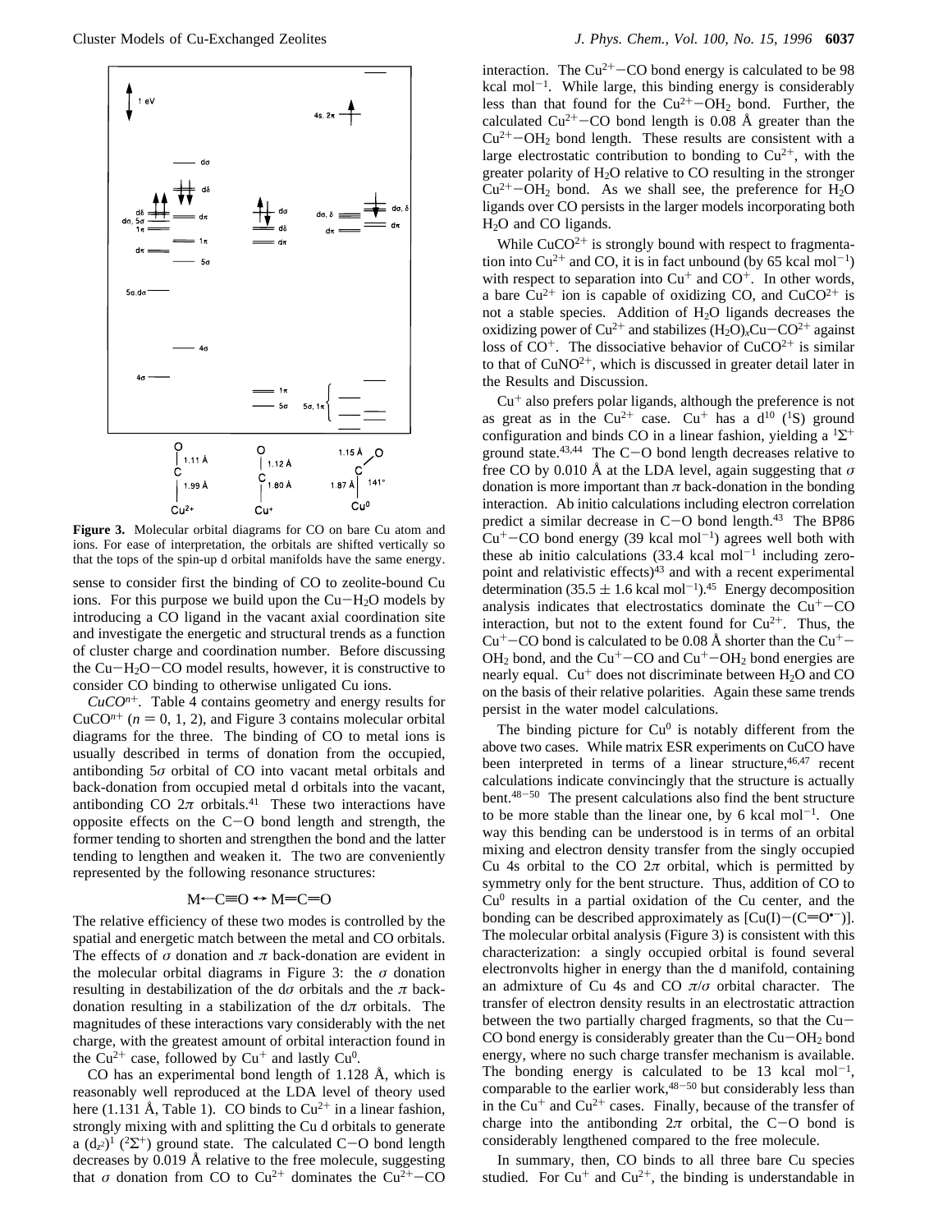1 eV

4s, 2π

dσ

dδ

dδ

dσ, 5σ

1π

dπ

1π

5σ

dπ

5σ,dσ

4σ

4σ

dσ

dδ

dπ

dσ, δ

dπ

dσ, δ

dπ

1π

5σ

5σ, 1π

O

1.11 Å

C

1.99 Å

$Cu^{2+}$

O

1.12 Å

C

1.80 Å

$Cu^{+}$

1.15 Å

O

C

1.87 Å

141°

$Cu^{0}$

**Figure 3.** Molecular orbital diagrams for CO on bare Cu atom and ions. For ease of interpretation, the orbitals are shifted vertically so that the tops of the spin-up d orbital manifolds have the same energy.

sense to consider first the binding of CO to zeolite-bound Cu ions. For this purpose we build upon the Cu−$H_2O$ models by introducing a CO ligand in the vacant axial coordination site and investigate the energetic and structural trends as a function of cluster charge and coordination number. Before discussing the Cu−$H_2O$−CO model results, however, it is constructive to consider CO binding to otherwise unligated Cu ions.

*$CuCO^{n+}$*. Table 4 contains geometry and energy results for $CuCO^{n+}$ ($n = 0, 1, 2$), and Figure 3 contains molecular orbital diagrams for the three. The binding of CO to metal ions is usually described in terms of donation from the occupied, antibonding 5σ orbital of CO into vacant metal orbitals and back-donation from occupied metal d orbitals into the vacant, antibonding CO 2π orbitals.[41] These two interactions have opposite effects on the C−O bond length and strength, the former tending to shorten and strengthen the bond and the latter tending to lengthen and weaken it. The two are conveniently represented by the following resonance structures:

$$M \leftarrow C \equiv O \leftrightarrow M = C = O$$

The relative efficiency of these two modes is controlled by the spatial and energetic match between the metal and CO orbitals. The effects of σ donation and π back-donation are evident in the molecular orbital diagrams in Figure 3: the σ donation resulting in destabilization of the dσ orbitals and the π back-donation resulting in a stabilization of the dπ orbitals. The magnitudes of these interactions vary considerably with the net charge, with the greatest amount of orbital interaction found in the $Cu^{2+}$ case, followed by $Cu^{+}$ and lastly $Cu^{0}$.

CO has an experimental bond length of 1.128 Å, which is reasonably well reproduced at the LDA level of theory used here (1.131 Å, Table 1). CO binds to $Cu^{2+}$ in a linear fashion, strongly mixing with and splitting the Cu d orbitals to generate a $(d_{z^2})^1$ ($^2\Sigma^+$) ground state. The calculated C−O bond length decreases by 0.019 Å relative to the free molecule, suggesting that σ donation from CO to $Cu^{2+}$ dominates the $Cu^{2+}$−CO interaction. The $Cu^{2+}$−CO bond energy is calculated to be 98 kcal mol$^{-1}$. While large, this binding energy is considerably less than that found for the $Cu^{2+}$−$OH_2$ bond. Further, the calculated $Cu^{2+}$−CO bond length is 0.08 Å greater than the $Cu^{2+}$−$OH_2$ bond length. These results are consistent with a large electrostatic contribution to bonding to $Cu^{2+}$, with the greater polarity of $H_2O$ relative to CO resulting in the stronger $Cu^{2+}$−$OH_2$ bond. As we shall see, the preference for $H_2O$ ligands over CO persists in the larger models incorporating both $H_2O$ and CO ligands.

While $CuCO^{2+}$ is strongly bound with respect to fragmentation into $Cu^{2+}$ and CO, it is in fact unbound (by 65 kcal mol$^{-1}$) with respect to separation into $Cu^{+}$ and $CO^{+}$. In other words, a bare $Cu^{2+}$ ion is capable of oxidizing CO, and $CuCO^{2+}$ is not a stable species. Addition of $H_2O$ ligands decreases the oxidizing power of $Cu^{2+}$ and stabilizes $(H_2O)_xCu$−$CO^{2+}$ against loss of $CO^{+}$. The dissociative behavior of $CuCO^{2+}$ is similar to that of $CuNO^{2+}$, which is discussed in greater detail later in the Results and Discussion.

$Cu^{+}$ also prefers polar ligands, although the preference is not as great as in the $Cu^{2+}$ case. $Cu^{+}$ has a $d^{10}$ ($^1S$) ground configuration and binds CO in a linear fashion, yielding a $^1\Sigma^+$ ground state.[43,44] The C−O bond length decreases relative to free CO by 0.010 Å at the LDA level, again suggesting that σ donation is more important than π back-donation in the bonding interaction. Ab initio calculations including electron correlation predict a similar decrease in C−O bond length.[43] The BP86 $Cu^{+}$−CO bond energy (39 kcal mol$^{-1}$) agrees well both with these ab initio calculations (33.4 kcal mol$^{-1}$ including zero-point and relativistic effects)[43] and with a recent experimental determination (35.5 ± 1.6 kcal mol$^{-1}$).[45] Energy decomposition analysis indicates that electrostatics dominate the $Cu^{+}$−CO interaction, but not to the extent found for $Cu^{2+}$. Thus, the $Cu^{+}$−CO bond is calculated to be 0.08 Å shorter than the $Cu^{+}$−$OH_2$ bond, and the $Cu^{+}$−CO and $Cu^{+}$−$OH_2$ bond energies are nearly equal. $Cu^{+}$ does not discriminate between $H_2O$ and CO on the basis of their relative polarities. Again these same trends persist in the water model calculations.

The binding picture for $Cu^{0}$ is notably different from the above two cases. While matrix ESR experiments on CuCO have been interpreted in terms of a linear structure,[46,47] recent calculations indicate convincingly that the structure is actually bent.[48−50] The present calculations also find the bent structure to be more stable than the linear one, by 6 kcal mol$^{-1}$. One way this bending can be understood is in terms of an orbital mixing and electron density transfer from the singly occupied Cu 4s orbital to the CO 2π orbital, which is permitted by symmetry only for the bent structure. Thus, addition of CO to $Cu^{0}$ results in a partial oxidation of the Cu center, and the bonding can be described approximately as [Cu(I)−(C=O•)]. The molecular orbital analysis (Figure 3) is consistent with this characterization: a singly occupied orbital is found several electronvolts higher in energy than the d manifold, containing an admixture of Cu 4s and CO π/σ orbital character. The transfer of electron density results in an electrostatic attraction between the two partially charged fragments, so that the Cu−CO bond energy is considerably greater than the Cu−$OH_2$ bond energy, where no such charge transfer mechanism is available. The bonding energy is calculated to be 13 kcal mol$^{-1}$, comparable to the earlier work,[48−50] but considerably less than in the $Cu^{+}$ and $Cu^{2+}$ cases. Finally, because of the transfer of charge into the antibonding 2π orbital, the C−O bond is considerably lengthened compared to the free molecule.

In summary, then, CO binds to all three bare Cu species studied. For $Cu^{+}$ and $Cu^{2+}$, the binding is understandable in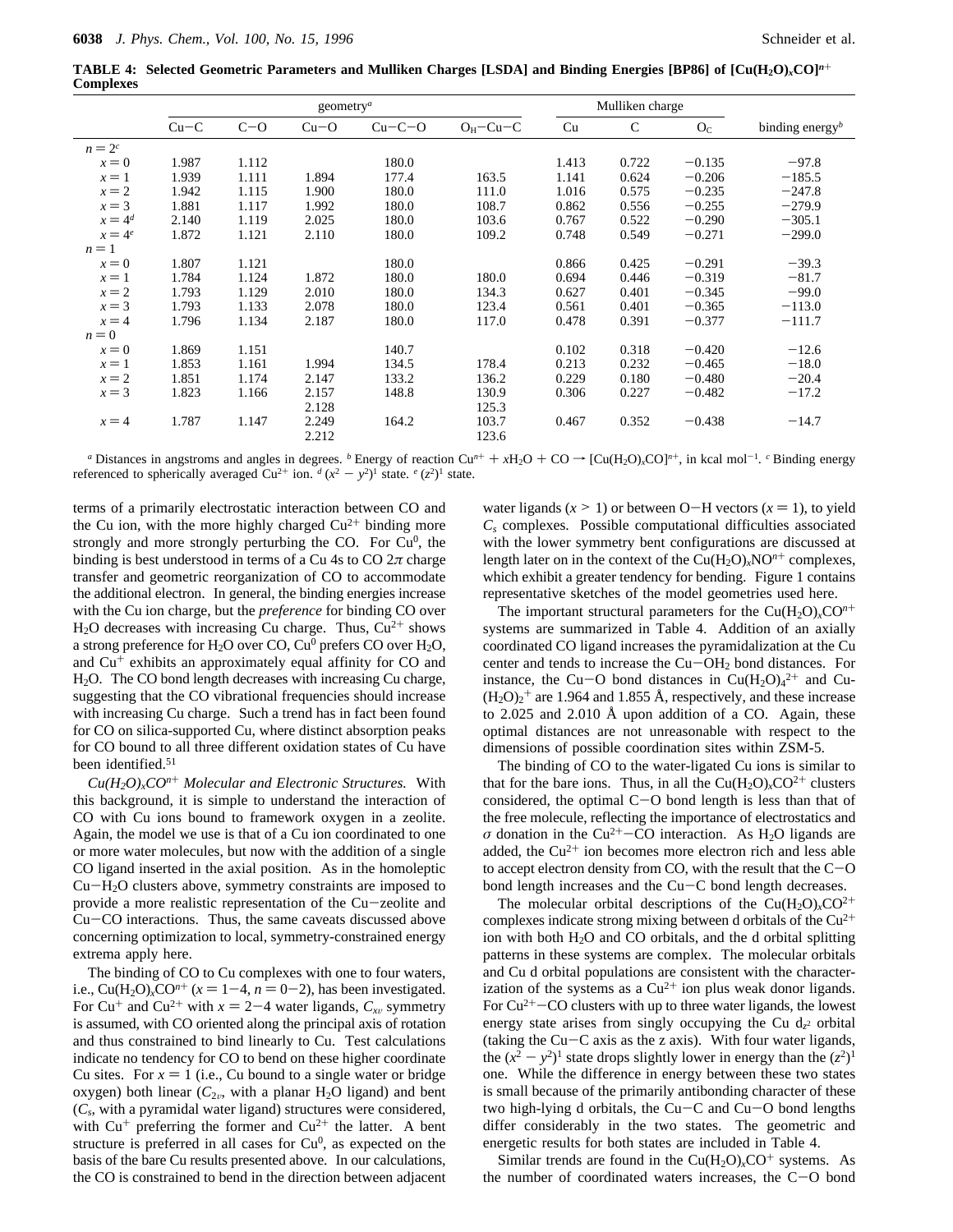**TABLE 4: Selected Geometric Parameters and Mulliken Charges [LSDA] and Binding Energies [BP86] of $[Cu(H_2O)_xCO]^{n+}$ Complexes**

| | geometry[a] | | | | | Mulliken charge | | | |
|---|---|---|---|---|---|---|---|---|---|
| | Cu−C | C−O | Cu−O | Cu−C−O | $O_H$−Cu−C | Cu | C | $O_C$ | binding energy[b] |
| $n = 2$[c] | | | | | | | | | |
| $x = 0$ | 1.987 | 1.112 | | 180.0 | | 1.413 | 0.722 | −0.135 | −97.8 |
| $x = 1$ | 1.939 | 1.111 | 1.894 | 177.4 | 163.5 | 1.141 | 0.624 | −0.206 | −185.5 |
| $x = 2$ | 1.942 | 1.115 | 1.900 | 180.0 | 111.0 | 1.016 | 0.575 | −0.235 | −247.8 |
| $x = 3$ | 1.881 | 1.117 | 1.992 | 180.0 | 108.7 | 0.862 | 0.556 | −0.255 | −279.9 |
| $x = 4$[d] | 2.140 | 1.119 | 2.025 | 180.0 | 103.6 | 0.767 | 0.522 | −0.290 | −305.1 |
| $x = 4$[e] | 1.872 | 1.121 | 2.110 | 180.0 | 109.2 | 0.748 | 0.549 | −0.271 | −299.0 |
| $n = 1$ | | | | | | | | | |
| $x = 0$ | 1.807 | 1.121 | | 180.0 | | 0.866 | 0.425 | −0.291 | −39.3 |
| $x = 1$ | 1.784 | 1.124 | 1.872 | 180.0 | 180.0 | 0.694 | 0.446 | −0.319 | −81.7 |
| $x = 2$ | 1.793 | 1.129 | 2.010 | 180.0 | 134.3 | 0.627 | 0.401 | −0.345 | −99.0 |
| $x = 3$ | 1.793 | 1.133 | 2.078 | 180.0 | 123.4 | 0.561 | 0.401 | −0.365 | −113.0 |
| $x = 4$ | 1.796 | 1.134 | 2.187 | 180.0 | 117.0 | 0.478 | 0.391 | −0.377 | −111.7 |
| $n = 0$ | | | | | | | | | |
| $x = 0$ | 1.869 | 1.151 | | 140.7 | | 0.102 | 0.318 | −0.420 | −12.6 |
| $x = 1$ | 1.853 | 1.161 | 1.994 | 134.5 | 178.4 | 0.213 | 0.232 | −0.465 | −18.0 |
| $x = 2$ | 1.851 | 1.174 | 2.147 | 133.2 | 136.2 | 0.229 | 0.180 | −0.480 | −20.4 |
| $x = 3$ | 1.823 | 1.166 | 2.157 | 148.8 | 130.9 | 0.306 | 0.227 | −0.482 | −17.2 |
| | | | 2.128 | | 125.3 | | | | |
| $x = 4$ | 1.787 | 1.147 | 2.249 | 164.2 | 103.7 | 0.467 | 0.352 | −0.438 | −14.7 |
| | | | 2.212 | | 123.6 | | | | |

[a] Distances in angstroms and angles in degrees. [b] Energy of reaction $Cu^{n+} + xH_2O + CO \rightarrow [Cu(H_2O)_xCO]^{n+}$, in kcal mol$^{-1}$. [c] Binding energy referenced to spherically averaged $Cu^{2+}$ ion. [d] $(x^2 - y^2)^1$ state. [e] $(z^2)^1$ state.

terms of a primarily electrostatic interaction between CO and the Cu ion, with the more highly charged $Cu^{2+}$ binding more strongly and more strongly perturbing the CO. For $Cu^0$, the binding is best understood in terms of a Cu 4s to CO $2\pi$ charge transfer and geometric reorganization of CO to accommodate the additional electron. In general, the binding energies increase with the Cu ion charge, but the *preference* for binding CO over $H_2O$ decreases with increasing Cu charge. Thus, $Cu^{2+}$ shows a strong preference for $H_2O$ over CO, $Cu^0$ prefers CO over $H_2O$, and $Cu^+$ exhibits an approximately equal affinity for CO and $H_2O$. The CO bond length decreases with increasing Cu charge, suggesting that the CO vibrational frequencies should increase with increasing Cu charge. Such a trend has in fact been found for CO on silica-supported Cu, where distinct absorption peaks for CO bound to all three different oxidation states of Cu have been identified.[51]

*$Cu(H_2O)_xCO^{n+}$ Molecular and Electronic Structures.* With this background, it is simple to understand the interaction of CO with Cu ions bound to framework oxygen in a zeolite. Again, the model we use is that of a Cu ion coordinated to one or more water molecules, but now with the addition of a single CO ligand inserted in the axial position. As in the homoleptic Cu−$H_2O$ clusters above, symmetry constraints are imposed to provide a more realistic representation of the Cu−zeolite and Cu−CO interactions. Thus, the same caveats discussed above concerning optimization to local, symmetry-constrained energy extrema apply here.

The binding of CO to Cu complexes with one to four waters, i.e., $Cu(H_2O)_xCO^{n+}$ ($x = 1-4$, $n = 0-2$), has been investigated. For $Cu^+$ and $Cu^{2+}$ with $x = 2-4$ water ligands, $C_{xv}$ symmetry is assumed, with CO oriented along the principal axis of rotation and thus constrained to bind linearly to Cu. Test calculations indicate no tendency for CO to bend on these higher coordinate Cu sites. For $x = 1$ (i.e., Cu bound to a single water or bridge oxygen) both linear ($C_{2v}$, with a planar $H_2O$ ligand) and bent ($C_s$, with a pyramidal water ligand) structures were considered, with $Cu^+$ preferring the former and $Cu^{2+}$ the latter. A bent structure is preferred in all cases for $Cu^0$, as expected on the basis of the bare Cu results presented above. In our calculations, the CO is constrained to bend in the direction between adjacent water ligands ($x > 1$) or between O−H vectors ($x = 1$), to yield $C_s$ complexes. Possible computational difficulties associated with the lower symmetry bent configurations are discussed at length later on in the context of the $Cu(H_2O)_xNO^{n+}$ complexes, which exhibit a greater tendency for bending. Figure 1 contains representative sketches of the model geometries used here.

The important structural parameters for the $Cu(H_2O)_xCO^{n+}$ systems are summarized in Table 4. Addition of an axially coordinated CO ligand increases the pyramidalization at the Cu center and tends to increase the Cu−$OH_2$ bond distances. For instance, the Cu−O bond distances in $Cu(H_2O)_4{}^{2+}$ and $Cu(H_2O)_2{}^+$ are 1.964 and 1.855 Å, respectively, and these increase to 2.025 and 2.010 Å upon addition of a CO. Again, these optimal distances are not unreasonable with respect to the dimensions of possible coordination sites within ZSM-5.

The binding of CO to the water-ligated Cu ions is similar to that for the bare ions. Thus, in all the $Cu(H_2O)_xCO^{2+}$ clusters considered, the optimal C−O bond length is less than that of the free molecule, reflecting the importance of electrostatics and $\sigma$ donation in the $Cu^{2+}$−CO interaction. As $H_2O$ ligands are added, the $Cu^{2+}$ ion becomes more electron rich and less able to accept electron density from CO, with the result that the C−O bond length increases and the Cu−C bond length decreases.

The molecular orbital descriptions of the $Cu(H_2O)_xCO^{2+}$ complexes indicate strong mixing between d orbitals of the $Cu^{2+}$ ion with both $H_2O$ and CO orbitals, and the d orbital splitting patterns in these systems are complex. The molecular orbitals and Cu d orbital populations are consistent with the characterization of the systems as a $Cu^{2+}$ ion plus weak donor ligands. For $Cu^{2+}$−CO clusters with up to three water ligands, the lowest energy state arises from singly occupying the Cu $d_{z^2}$ orbital (taking the Cu−C axis as the z axis). With four water ligands, the $(x^2 - y^2)^1$ state drops slightly lower in energy than the $(z^2)^1$ one. While the difference in energy between these two states is small because of the primarily antibonding character of these two high-lying d orbitals, the Cu−C and Cu−O bond lengths differ considerably in the two states. The geometric and energetic results for both states are included in Table 4.

Similar trends are found in the $Cu(H_2O)_xCO^+$ systems. As the number of coordinated waters increases, the C−O bond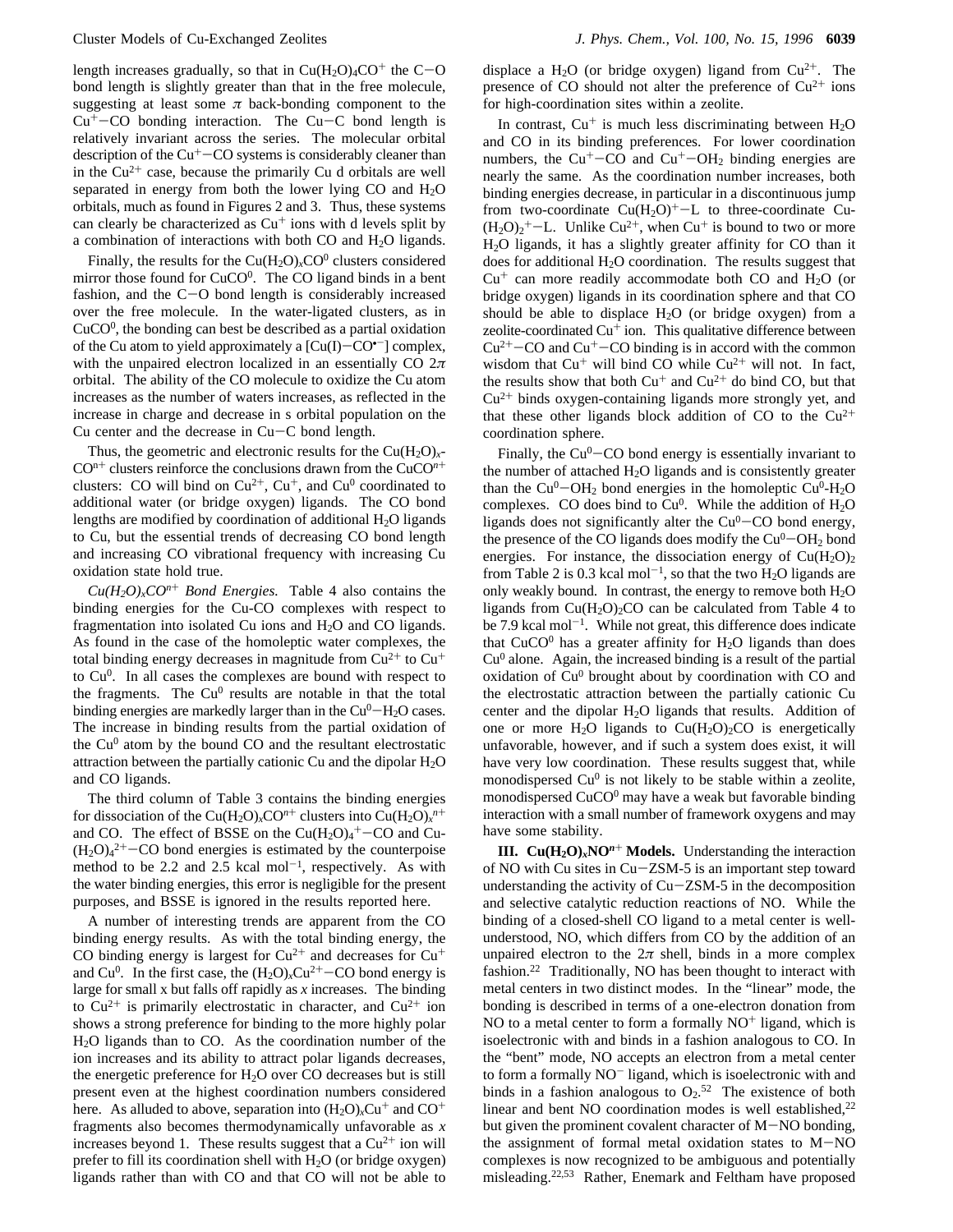length increases gradually, so that in $Cu(H_2O)_4CO^+$ the C−O bond length is slightly greater than that in the free molecule, suggesting at least some $\pi$ back-bonding component to the $Cu^+$−CO bonding interaction. The Cu−C bond length is relatively invariant across the series. The molecular orbital description of the $Cu^+$−CO systems is considerably cleaner than in the $Cu^{2+}$ case, because the primarily Cu d orbitals are well separated in energy from both the lower lying CO and $H_2O$ orbitals, much as found in Figures 2 and 3. Thus, these systems can clearly be characterized as $Cu^+$ ions with d levels split by a combination of interactions with both CO and $H_2O$ ligands.

Finally, the results for the $Cu(H_2O)_xCO^0$ clusters considered mirror those found for $CuCO^0$. The CO ligand binds in a bent fashion, and the C−O bond length is considerably increased over the free molecule. In the water-ligated clusters, as in $CuCO^0$, the bonding can best be described as a partial oxidation of the Cu atom to yield approximately a [Cu(I)−$CO^{\bullet -}$] complex, with the unpaired electron localized in an essentially CO $2\pi$ orbital. The ability of the CO molecule to oxidize the Cu atom increases as the number of waters increases, as reflected in the increase in charge and decrease in s orbital population on the Cu center and the decrease in Cu−C bond length.

Thus, the geometric and electronic results for the $Cu(H_2O)_xCO^{n+}$ clusters reinforce the conclusions drawn from the $CuCO^{n+}$ clusters: CO will bind on $Cu^{2+}$, $Cu^+$, and $Cu^0$ coordinated to additional water (or bridge oxygen) ligands. The CO bond lengths are modified by coordination of additional $H_2O$ ligands to Cu, but the essential trends of decreasing CO bond length and increasing CO vibrational frequency with increasing Cu oxidation state hold true.

*$Cu(H_2O)_xCO^{n+}$ Bond Energies.* Table 4 also contains the binding energies for the Cu-CO complexes with respect to fragmentation into isolated Cu ions and $H_2O$ and CO ligands. As found in the case of the homoleptic water complexes, the total binding energy decreases in magnitude from $Cu^{2+}$ to $Cu^+$ to $Cu^0$. In all cases the complexes are bound with respect to the fragments. The $Cu^0$ results are notable in that the total binding energies are markedly larger than in the $Cu^0$−$H_2O$ cases. The increase in binding results from the partial oxidation of the $Cu^0$ atom by the bound CO and the resultant electrostatic attraction between the partially cationic Cu and the dipolar $H_2O$ and CO ligands.

The third column of Table 3 contains the binding energies for dissociation of the $Cu(H_2O)_xCO^{n+}$ clusters into $Cu(H_2O)_x^{n+}$ and CO. The effect of BSSE on the $Cu(H_2O)_4^+$−CO and $Cu(H_2O)_4^{2+}$−CO bond energies is estimated by the counterpoise method to be 2.2 and 2.5 kcal mol$^{-1}$, respectively. As with the water binding energies, this error is negligible for the present purposes, and BSSE is ignored in the results reported here.

A number of interesting trends are apparent from the CO binding energy results. As with the total binding energy, the CO binding energy is largest for $Cu^{2+}$ and decreases for $Cu^+$ and $Cu^0$. In the first case, the $(H_2O)_xCu^{2+}$−CO bond energy is large for small x but falls off rapidly as $x$ increases. The binding to $Cu^{2+}$ is primarily electrostatic in character, and $Cu^{2+}$ ion shows a strong preference for binding to the more highly polar $H_2O$ ligands than to CO. As the coordination number of the ion increases and its ability to attract polar ligands decreases, the energetic preference for $H_2O$ over CO decreases but is still present even at the highest coordination numbers considered here. As alluded to above, separation into $(H_2O)_xCu^+$ and $CO^+$ fragments also becomes thermodynamically unfavorable as $x$ increases beyond 1. These results suggest that a $Cu^{2+}$ ion will prefer to fill its coordination shell with $H_2O$ (or bridge oxygen) ligands rather than with CO and that CO will not be able to displace a $H_2O$ (or bridge oxygen) ligand from $Cu^{2+}$. The presence of CO should not alter the preference of $Cu^{2+}$ ions for high-coordination sites within a zeolite.

In contrast, $Cu^+$ is much less discriminating between $H_2O$ and CO in its binding preferences. For lower coordination numbers, the $Cu^+$−CO and $Cu^+$−$OH_2$ binding energies are nearly the same. As the coordination number increases, both binding energies decrease, in particular in a discontinuous jump from two-coordinate $Cu(H_2O)^+$−L to three-coordinate $Cu(H_2O)_2^+$−L. Unlike $Cu^{2+}$, when $Cu^+$ is bound to two or more $H_2O$ ligands, it has a slightly greater affinity for CO than it does for additional $H_2O$ coordination. The results suggest that $Cu^+$ can more readily accommodate both CO and $H_2O$ (or bridge oxygen) ligands in its coordination sphere and that CO should be able to displace $H_2O$ (or bridge oxygen) from a zeolite-coordinated $Cu^+$ ion. This qualitative difference between $Cu^{2+}$−CO and $Cu^+$−CO binding is in accord with the common wisdom that $Cu^+$ will bind CO while $Cu^{2+}$ will not. In fact, the results show that both $Cu^+$ and $Cu^{2+}$ do bind CO, but that $Cu^{2+}$ binds oxygen-containing ligands more strongly yet, and that these other ligands block addition of CO to the $Cu^{2+}$ coordination sphere.

Finally, the $Cu^0$−CO bond energy is essentially invariant to the number of attached $H_2O$ ligands and is consistently greater than the $Cu^0$−$OH_2$ bond energies in the homoleptic $Cu^0$-$H_2O$ complexes. CO does bind to $Cu^0$. While the addition of $H_2O$ ligands does not significantly alter the $Cu^0$−CO bond energy, the presence of the CO ligands does modify the $Cu^0$−$OH_2$ bond energies. For instance, the dissociation energy of $Cu(H_2O)_2$ from Table 2 is 0.3 kcal mol$^{-1}$, so that the two $H_2O$ ligands are only weakly bound. In contrast, the energy to remove both $H_2O$ ligands from $Cu(H_2O)_2CO$ can be calculated from Table 4 to be 7.9 kcal mol$^{-1}$. While not great, this difference does indicate that $CuCO^0$ has a greater affinity for $H_2O$ ligands than does $Cu^0$ alone. Again, the increased binding is a result of the partial oxidation of $Cu^0$ brought about by coordination with CO and the electrostatic attraction between the partially cationic Cu center and the dipolar $H_2O$ ligands that results. Addition of one or more $H_2O$ ligands to $Cu(H_2O)_2CO$ is energetically unfavorable, however, and if such a system does exist, it will have very low coordination. These results suggest that, while monodispersed $Cu^0$ is not likely to be stable within a zeolite, monodispersed $CuCO^0$ may have a weak but favorable binding interaction with a small number of framework oxygens and may have some stability.

**III. $Cu(H_2O)_xNO^{n+}$ Models.** Understanding the interaction of NO with Cu sites in Cu−ZSM-5 is an important step toward understanding the activity of Cu−ZSM-5 in the decomposition and selective catalytic reduction reactions of NO. While the binding of a closed-shell CO ligand to a metal center is well-understood, NO, which differs from CO by the addition of an unpaired electron to the $2\pi$ shell, binds in a more complex fashion.[22] Traditionally, NO has been thought to interact with metal centers in two distinct modes. In the "linear" mode, the bonding is described in terms of a one-electron donation from NO to a metal center to form a formally $NO^+$ ligand, which is isoelectronic with and binds in a fashion analogous to CO. In the "bent" mode, NO accepts an electron from a metal center to form a formally $NO^-$ ligand, which is isoelectronic with and binds in a fashion analogous to $O_2$.[52] The existence of both linear and bent NO coordination modes is well established,[22] but given the prominent covalent character of M−NO bonding, the assignment of formal metal oxidation states to M−NO complexes is now recognized to be ambiguous and potentially misleading.[22,53] Rather, Enemark and Feltham have proposed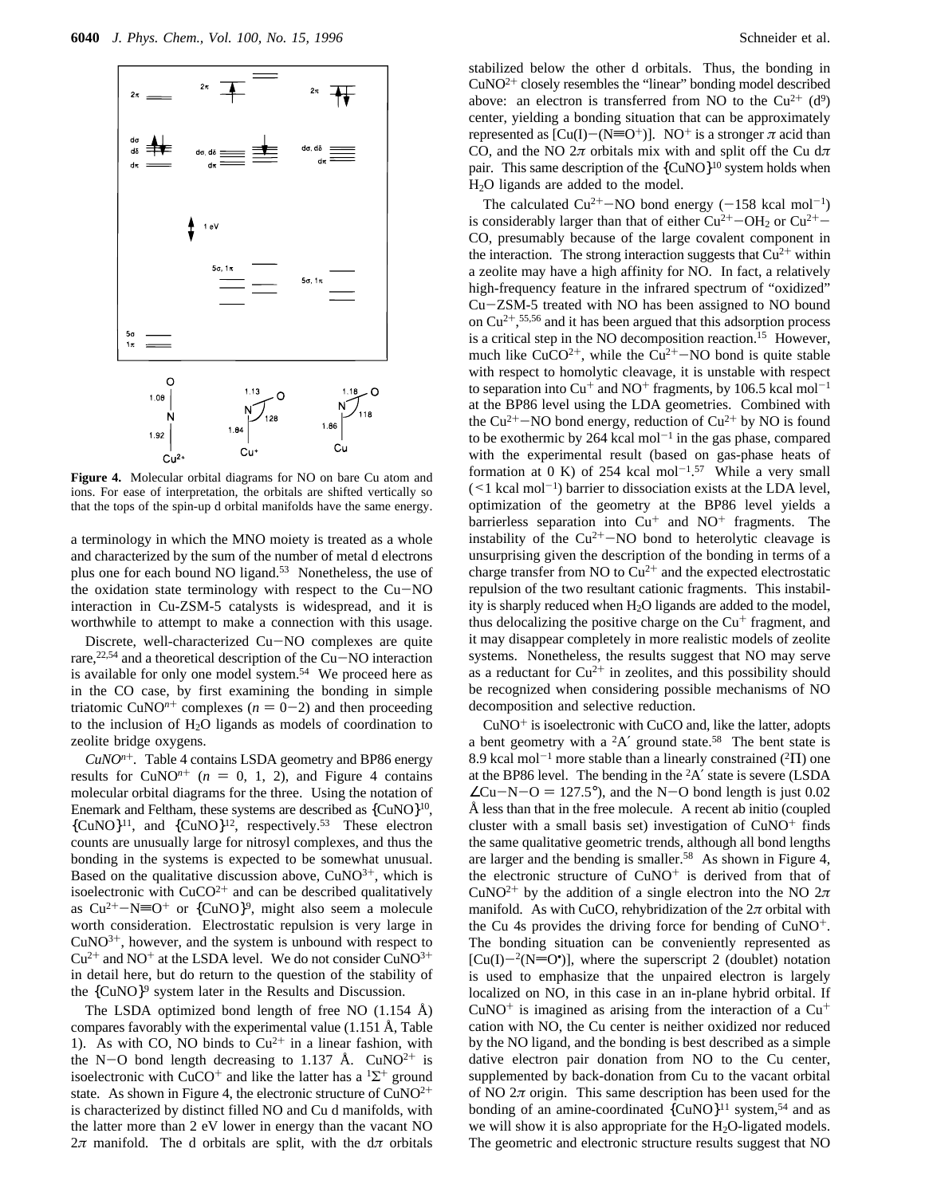2π

2π

2π

dσ
dδ
dπ

dσ, dδ
dπ

dσ, dδ
dπ

1 eV

5σ, 1π

5σ, 1π

5σ
1π

O
1.08
N
1.92
$Cu^{2+}$

1.13
O
N
128
1.84
$Cu^{+}$

1.18
O
N
118
1.86
Cu

**Figure 4.** Molecular orbital diagrams for NO on bare Cu atom and ions. For ease of interpretation, the orbitals are shifted vertically so that the tops of the spin-up d orbital manifolds have the same energy.

a terminology in which the MNO moiety is treated as a whole and characterized by the sum of the number of metal d electrons plus one for each bound NO ligand.[53] Nonetheless, the use of the oxidation state terminology with respect to the Cu−NO interaction in Cu-ZSM-5 catalysts is widespread, and it is worthwhile to attempt to make a connection with this usage.

Discrete, well-characterized Cu−NO complexes are quite rare,[22,54] and a theoretical description of the Cu−NO interaction is available for only one model system.[54] We proceed here as in the CO case, by first examining the bonding in simple triatomic $CuNO^{n+}$ complexes ($n = 0-2$) and then proceeding to the inclusion of $H_2O$ ligands as models of coordination to zeolite bridge oxygens.

*$CuNO^{n+}$*. Table 4 contains LSDA geometry and BP86 energy results for $CuNO^{n+}$ ($n = 0, 1, 2$), and Figure 4 contains molecular orbital diagrams for the three. Using the notation of Enemark and Feltham, these systems are described as $\{CuNO\}^{10}$, $\{CuNO\}^{11}$, and $\{CuNO\}^{12}$, respectively.[53] These electron counts are unusually large for nitrosyl complexes, and thus the bonding in the systems is expected to be somewhat unusual. Based on the qualitative discussion above, $CuNO^{3+}$, which is isoelectronic with $CuCO^{2+}$ and can be described qualitatively as $Cu^{2+}$−N≡$O^{+}$ or $\{CuNO\}^{9}$, might also seem a molecule worth consideration. Electrostatic repulsion is very large in $CuNO^{3+}$, however, and the system is unbound with respect to $Cu^{2+}$ and $NO^{+}$ at the LSDA level. We do not consider $CuNO^{3+}$ in detail here, but do return to the question of the stability of the $\{CuNO\}^{9}$ system later in the Results and Discussion.

The LSDA optimized bond length of free NO (1.154 Å) compares favorably with the experimental value (1.151 Å, Table 1). As with CO, NO binds to $Cu^{2+}$ in a linear fashion, with the N−O bond length decreasing to 1.137 Å. $CuNO^{2+}$ is isoelectronic with $CuCO^{+}$ and like the latter has a $^1\Sigma^+$ ground state. As shown in Figure 4, the electronic structure of $CuNO^{2+}$ is characterized by distinct filled NO and Cu d manifolds, with the latter more than 2 eV lower in energy than the vacant NO 2π manifold. The d orbitals are split, with the dπ orbitals stabilized below the other d orbitals. Thus, the bonding in $CuNO^{2+}$ closely resembles the "linear" bonding model described above: an electron is transferred from NO to the $Cu^{2+}$ ($d^9$) center, yielding a bonding situation that can be approximately represented as [Cu(I)−(N≡$O^{+}$)]. $NO^{+}$ is a stronger π acid than CO, and the NO 2π orbitals mix with and split off the Cu dπ pair. This same description of the $\{CuNO\}^{10}$ system holds when $H_2O$ ligands are added to the model.

The calculated $Cu^{2+}$−NO bond energy (−158 kcal $mol^{-1}$) is considerably larger than that of either $Cu^{2+}$−$OH_2$ or $Cu^{2+}$−CO, presumably because of the large covalent component in the interaction. The strong interaction suggests that $Cu^{2+}$ within a zeolite may have a high affinity for NO. In fact, a relatively high-frequency feature in the infrared spectrum of "oxidized" Cu−ZSM-5 treated with NO has been assigned to NO bound on $Cu^{2+}$,[55,56] and it has been argued that this adsorption process is a critical step in the NO decomposition reaction.[15] However, much like $CuCO^{2+}$, while the $Cu^{2+}$−NO bond is quite stable with respect to homolytic cleavage, it is unstable with respect to separation into $Cu^{+}$ and $NO^{+}$ fragments, by 106.5 kcal $mol^{-1}$ at the BP86 level using the LDA geometries. Combined with the $Cu^{2+}$−NO bond energy, reduction of $Cu^{2+}$ by NO is found to be exothermic by 264 kcal $mol^{-1}$ in the gas phase, compared with the experimental result (based on gas-phase heats of formation at 0 K) of 254 kcal $mol^{-1}$.[57] While a very small (<1 kcal $mol^{-1}$) barrier to dissociation exists at the LDA level, optimization of the geometry at the BP86 level yields a barrierless separation into $Cu^{+}$ and $NO^{+}$ fragments. The instability of the $Cu^{2+}$−NO bond to heterolytic cleavage is unsurprising given the description of the bonding in terms of a charge transfer from NO to $Cu^{2+}$ and the expected electrostatic repulsion of the two resultant cationic fragments. This instability is sharply reduced when $H_2O$ ligands are added to the model, thus delocalizing the positive charge on the $Cu^{+}$ fragment, and it may disappear completely in more realistic models of zeolite systems. Nonetheless, the results suggest that NO may serve as a reductant for $Cu^{2+}$ in zeolites, and this possibility should be recognized when considering possible mechanisms of NO decomposition and selective reduction.

$CuNO^{+}$ is isoelectronic with CuCO and, like the latter, adopts a bent geometry with a $^2A'$ ground state.[58] The bent state is 8.9 kcal $mol^{-1}$ more stable than a linearly constrained ($^2\Pi$) one at the BP86 level. The bending in the $^2A'$ state is severe (LSDA ∠Cu−N−O = 127.5°), and the N−O bond length is just 0.02 Å less than that in the free molecule. A recent ab initio (coupled cluster with a small basis set) investigation of $CuNO^{+}$ finds the same qualitative geometric trends, although all bond lengths are larger and the bending is smaller.[58] As shown in Figure 4, the electronic structure of $CuNO^{+}$ is derived from that of $CuNO^{2+}$ by the addition of a single electron into the NO 2π manifold. As with CuCO, rehybridization of the 2π orbital with the Cu 4s provides the driving force for bending of $CuNO^{+}$. The bonding situation can be conveniently represented as [Cu(I)−$^2$(N=O•)], where the superscript 2 (doublet) notation is used to emphasize that the unpaired electron is largely localized on NO, in this case in an in-plane hybrid orbital. If $CuNO^{+}$ is imagined as arising from the interaction of a $Cu^{+}$ cation with NO, the Cu center is neither oxidized nor reduced by the NO ligand, and the bonding is best described as a simple dative electron pair donation from NO to the Cu center, supplemented by back-donation from Cu to the vacant orbital of NO 2π origin. This same description has been used for the bonding of an amine-coordinated $\{CuNO\}^{11}$ system,[54] and as we will show it is also appropriate for the $H_2O$-ligated models. The geometric and electronic structure results suggest that NO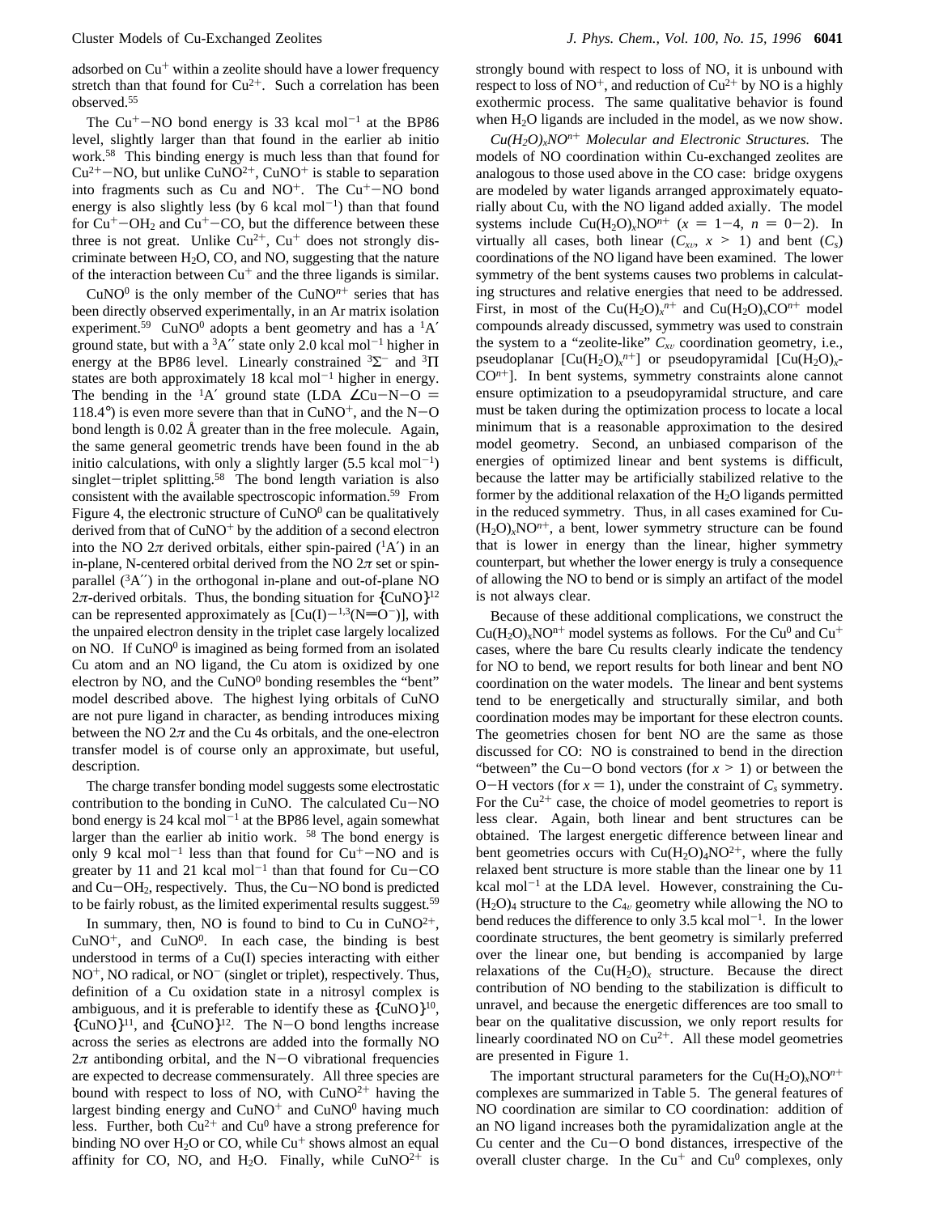adsorbed on $Cu^+$ within a zeolite should have a lower frequency stretch than that found for $Cu^{2+}$. Such a correlation has been observed.[55]

The $Cu^+$−NO bond energy is 33 kcal mol$^{-1}$ at the BP86 level, slightly larger than that found in the earlier ab initio work.[58] This binding energy is much less than that found for $Cu^{2+}$−NO, but unlike $CuNO^{2+}$, $CuNO^+$ is stable to separation into fragments such as Cu and $NO^+$. The $Cu^+$−NO bond energy is also slightly less (by 6 kcal mol$^{-1}$) than that found for $Cu^+$−$OH_2$ and $Cu^+$−CO, but the difference between these three is not great. Unlike $Cu^{2+}$, $Cu^+$ does not strongly discriminate between $H_2O$, CO, and NO, suggesting that the nature of the interaction between $Cu^+$ and the three ligands is similar.

$CuNO^0$ is the only member of the $CuNO^{n+}$ series that has been directly observed experimentally, in an Ar matrix isolation experiment.[59] $CuNO^0$ adopts a bent geometry and has a $^1A'$ ground state, but with a $^3A''$ state only 2.0 kcal mol$^{-1}$ higher in energy at the BP86 level. Linearly constrained $^3\Sigma^-$ and $^3\Pi$ states are both approximately 18 kcal mol$^{-1}$ higher in energy. The bending in the $^1A'$ ground state (LDA ∠Cu−N−O = 118.4°) is even more severe than that in $CuNO^+$, and the N−O bond length is 0.02 Å greater than in the free molecule. Again, the same general geometric trends have been found in the ab initio calculations, with only a slightly larger (5.5 kcal mol$^{-1}$) singlet−triplet splitting.[58] The bond length variation is also consistent with the available spectroscopic information.[59] From Figure 4, the electronic structure of $CuNO^0$ can be qualitatively derived from that of $CuNO^+$ by the addition of a second electron into the NO 2π derived orbitals, either spin-paired ($^1A'$) in an in-plane, N-centered orbital derived from the NO 2π set or spin-parallel ($^3A''$) in the orthogonal in-plane and out-of-plane NO 2π-derived orbitals. Thus, the bonding situation for $\{CuNO\}^{12}$ can be represented approximately as $[Cu(I)-^{1,3}(N{=}O^-)]$, with the unpaired electron density in the triplet case largely localized on NO. If $CuNO^0$ is imagined as being formed from an isolated Cu atom and an NO ligand, the Cu atom is oxidized by one electron by NO, and the $CuNO^0$ bonding resembles the "bent" model described above. The highest lying orbitals of CuNO are not pure ligand in character, as bending introduces mixing between the NO 2π and the Cu 4s orbitals, and the one-electron transfer model is of course only an approximate, but useful, description.

The charge transfer bonding model suggests some electrostatic contribution to the bonding in CuNO. The calculated Cu−NO bond energy is 24 kcal mol$^{-1}$ at the BP86 level, again somewhat larger than the earlier ab initio work.[58] The bond energy is only 9 kcal mol$^{-1}$ less than that found for $Cu^+$−NO and is greater by 11 and 21 kcal mol$^{-1}$ than that found for Cu−CO and Cu−$OH_2$, respectively. Thus, the Cu−NO bond is predicted to be fairly robust, as the limited experimental results suggest.[59]

In summary, then, NO is found to bind to Cu in $CuNO^{2+}$, $CuNO^+$, and $CuNO^0$. In each case, the binding is best understood in terms of a Cu(I) species interacting with either $NO^+$, NO radical, or $NO^-$ (singlet or triplet), respectively. Thus, definition of a Cu oxidation state in a nitrosyl complex is ambiguous, and it is preferable to identify these as $\{CuNO\}^{10}$, $\{CuNO\}^{11}$, and $\{CuNO\}^{12}$. The N−O bond lengths increase across the series as electrons are added into the formally NO 2π antibonding orbital, and the N−O vibrational frequencies are expected to decrease commensurately. All three species are bound with respect to loss of NO, with $CuNO^{2+}$ having the largest binding energy and $CuNO^+$ and $CuNO^0$ having much less. Further, both $Cu^{2+}$ and $Cu^0$ have a strong preference for binding NO over $H_2O$ or CO, while $Cu^+$ shows almost an equal affinity for CO, NO, and $H_2O$. Finally, while $CuNO^{2+}$ is strongly bound with respect to loss of NO, it is unbound with respect to loss of $NO^+$, and reduction of $Cu^{2+}$ by NO is a highly exothermic process. The same qualitative behavior is found when $H_2O$ ligands are included in the model, as we now show.

*$Cu(H_2O)_xNO^{n+}$ Molecular and Electronic Structures.* The models of NO coordination within Cu-exchanged zeolites are analogous to those used above in the CO case: bridge oxygens are modeled by water ligands arranged approximately equatorially about Cu, with the NO ligand added axially. The model systems include $Cu(H_2O)_xNO^{n+}$ ($x$ = 1−4, $n$ = 0−2). In virtually all cases, both linear ($C_{xv}$, $x$ > 1) and bent ($C_s$) coordinations of the NO ligand have been examined. The lower symmetry of the bent systems causes two problems in calculating structures and relative energies that need to be addressed. First, in most of the $Cu(H_2O)_x^{n+}$ and $Cu(H_2O)_xCO^{n+}$ model compounds already discussed, symmetry was used to constrain the system to a "zeolite-like" $C_{xv}$ coordination geometry, i.e., pseudoplanar $[Cu(H_2O)_x^{n+}]$ or pseudopyramidal $[Cu(H_2O)_xCO^{n+}]$. In bent systems, symmetry constraints alone cannot ensure optimization to a pseudopyramidal structure, and care must be taken during the optimization process to locate a local minimum that is a reasonable approximation to the desired model geometry. Second, an unbiased comparison of the energies of optimized linear and bent systems is difficult, because the latter may be artificially stabilized relative to the former by the additional relaxation of the $H_2O$ ligands permitted in the reduced symmetry. Thus, in all cases examined for $Cu(H_2O)_xNO^{n+}$, a bent, lower symmetry structure can be found that is lower in energy than the linear, higher symmetry counterpart, but whether the lower energy is truly a consequence of allowing the NO to bend or is simply an artifact of the model is not always clear.

Because of these additional complications, we construct the $Cu(H_2O)_xNO^{n+}$ model systems as follows. For the $Cu^0$ and $Cu^+$ cases, where the bare Cu results clearly indicate the tendency for NO to bend, we report results for both linear and bent NO coordination on the water models. The linear and bent systems tend to be energetically and structurally similar, and both coordination modes may be important for these electron counts. The geometries chosen for bent NO are the same as those discussed for CO: NO is constrained to bend in the direction "between" the Cu−O bond vectors (for $x$ > 1) or between the O−H vectors (for $x$ = 1), under the constraint of $C_s$ symmetry. For the $Cu^{2+}$ case, the choice of model geometries to report is less clear. Again, both linear and bent structures can be obtained. The largest energetic difference between linear and bent geometries occurs with $Cu(H_2O)_4NO^{2+}$, where the fully relaxed bent structure is more stable than the linear one by 11 kcal mol$^{-1}$ at the LDA level. However, constraining the $Cu(H_2O)_4$ structure to the $C_{4v}$ geometry while allowing the NO to bend reduces the difference to only 3.5 kcal mol$^{-1}$. In the lower coordinate structures, the bent geometry is similarly preferred over the linear one, but bending is accompanied by large relaxations of the $Cu(H_2O)_x$ structure. Because the direct contribution of NO bending to the stabilization is difficult to unravel, and because the energetic differences are too small to bear on the qualitative discussion, we only report results for linearly coordinated NO on $Cu^{2+}$. All these model geometries are presented in Figure 1.

The important structural parameters for the $Cu(H_2O)_xNO^{n+}$ complexes are summarized in Table 5. The general features of NO coordination are similar to CO coordination: addition of an NO ligand increases both the pyramidalization angle at the Cu center and the Cu−O bond distances, irrespective of the overall cluster charge. In the $Cu^+$ and $Cu^0$ complexes, only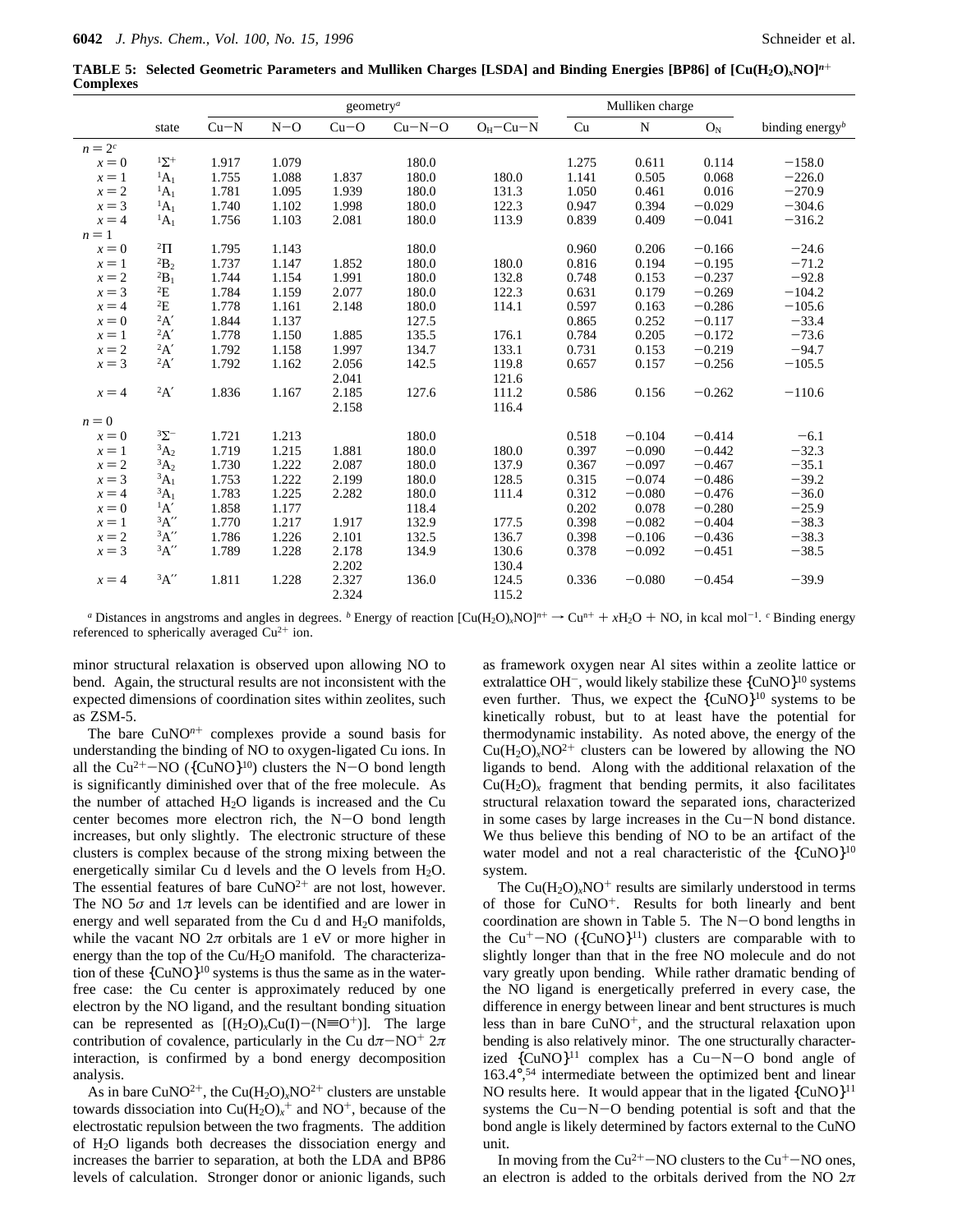**TABLE 5: Selected Geometric Parameters and Mulliken Charges [LSDA] and Binding Energies [BP86] of $[Cu(H_2O)_xNO]^{n+}$ Complexes**

| | state | geometry[a] | | | | | Mulliken charge | | | binding energy[b] |
|---|---|---|---|---|---|---|---|---|---|---|
| | | Cu−N | N−O | Cu−O | Cu−N−O | $O_H$−Cu−N | Cu | N | $O_N$ | |
| $n = 2$[c] | | | | | | | | | | |
| $x = 0$ | $^1\Sigma^+$ | 1.917 | 1.079 | | 180.0 | | 1.275 | 0.611 | 0.114 | −158.0 |
| $x = 1$ | $^1A_1$ | 1.755 | 1.088 | 1.837 | 180.0 | 180.0 | 1.141 | 0.505 | 0.068 | −226.0 |
| $x = 2$ | $^1A_1$ | 1.781 | 1.095 | 1.939 | 180.0 | 131.3 | 1.050 | 0.461 | 0.016 | −270.9 |
| $x = 3$ | $^1A_1$ | 1.740 | 1.102 | 1.998 | 180.0 | 122.3 | 0.947 | 0.394 | −0.029 | −304.6 |
| $x = 4$ | $^1A_1$ | 1.756 | 1.103 | 2.081 | 180.0 | 113.9 | 0.839 | 0.409 | −0.041 | −316.2 |
| $n = 1$ | | | | | | | | | | |
| $x = 0$ | $^2\Pi$ | 1.795 | 1.143 | | 180.0 | | 0.960 | 0.206 | −0.166 | −24.6 |
| $x = 1$ | $^2B_2$ | 1.737 | 1.147 | 1.852 | 180.0 | 180.0 | 0.816 | 0.194 | −0.195 | −71.2 |
| $x = 2$ | $^2B_1$ | 1.744 | 1.154 | 1.991 | 180.0 | 132.8 | 0.748 | 0.153 | −0.237 | −92.8 |
| $x = 3$ | $^2E$ | 1.784 | 1.159 | 2.077 | 180.0 | 122.3 | 0.631 | 0.179 | −0.269 | −104.2 |
| $x = 4$ | $^2E$ | 1.778 | 1.161 | 2.148 | 180.0 | 114.1 | 0.597 | 0.163 | −0.286 | −105.6 |
| $x = 0$ | $^2A'$ | 1.844 | 1.137 | | 127.5 | | 0.865 | 0.252 | −0.117 | −33.4 |
| $x = 1$ | $^2A'$ | 1.778 | 1.150 | 1.885 | 135.5 | 176.1 | 0.784 | 0.205 | −0.172 | −73.6 |
| $x = 2$ | $^2A'$ | 1.792 | 1.158 | 1.997 | 134.7 | 133.1 | 0.731 | 0.153 | −0.219 | −94.7 |
| $x = 3$ | $^2A'$ | 1.792 | 1.162 | 2.056 | 142.5 | 119.8 | 0.657 | 0.157 | −0.256 | −105.5 |
| | | | | 2.041 | | 121.6 | | | | |
| $x = 4$ | $^2A'$ | 1.836 | 1.167 | 2.185 | 127.6 | 111.2 | 0.586 | 0.156 | −0.262 | −110.6 |
| | | | | 2.158 | | 116.4 | | | | |
| $n = 0$ | | | | | | | | | | |
| $x = 0$ | $^3\Sigma^-$ | 1.721 | 1.213 | | 180.0 | | 0.518 | −0.104 | −0.414 | −6.1 |
| $x = 1$ | $^3A_2$ | 1.719 | 1.215 | 1.881 | 180.0 | 180.0 | 0.397 | −0.090 | −0.442 | −32.3 |
| $x = 2$ | $^3A_2$ | 1.730 | 1.222 | 2.087 | 180.0 | 137.9 | 0.367 | −0.097 | −0.467 | −35.1 |
| $x = 3$ | $^3A_1$ | 1.753 | 1.222 | 2.199 | 180.0 | 128.5 | 0.315 | −0.074 | −0.486 | −39.2 |
| $x = 4$ | $^3A_1$ | 1.783 | 1.225 | 2.282 | 180.0 | 111.4 | 0.312 | −0.080 | −0.476 | −36.0 |
| $x = 0$ | $^1A'$ | 1.858 | 1.177 | | 118.4 | | 0.202 | 0.078 | −0.280 | −25.9 |
| $x = 1$ | $^3A''$ | 1.770 | 1.217 | 1.917 | 132.9 | 177.5 | 0.398 | −0.082 | −0.404 | −38.3 |
| $x = 2$ | $^3A''$ | 1.786 | 1.226 | 2.101 | 132.5 | 136.7 | 0.398 | −0.106 | −0.436 | −38.3 |
| $x = 3$ | $^3A''$ | 1.789 | 1.228 | 2.178 | 134.9 | 130.6 | 0.378 | −0.092 | −0.451 | −38.5 |
| | | | | 2.202 | | 130.4 | | | | |
| $x = 4$ | $^3A''$ | 1.811 | 1.228 | 2.327 | 136.0 | 124.5 | 0.336 | −0.080 | −0.454 | −39.9 |
| | | | | 2.324 | | 115.2 | | | | |

[a] Distances in angstroms and angles in degrees. [b] Energy of reaction $[Cu(H_2O)_xNO]^{n+} \rightarrow Cu^{n+} + xH_2O + NO$, in kcal mol$^{-1}$. [c] Binding energy referenced to spherically averaged $Cu^{2+}$ ion.

minor structural relaxation is observed upon allowing NO to bend. Again, the structural results are not inconsistent with the expected dimensions of coordination sites within zeolites, such as ZSM-5.

The bare $CuNO^{n+}$ complexes provide a sound basis for understanding the binding of NO to oxygen-ligated Cu ions. In all the $Cu^{2+}$−NO ($\{CuNO\}^{10}$) clusters the N−O bond length is significantly diminished over that of the free molecule. As the number of attached $H_2O$ ligands is increased and the Cu center becomes more electron rich, the N−O bond length increases, but only slightly. The electronic structure of these clusters is complex because of the strong mixing between the energetically similar Cu d levels and the O levels from $H_2O$. The essential features of bare $CuNO^{2+}$ are not lost, however. The NO $5\sigma$ and $1\pi$ levels can be identified and are lower in energy and well separated from the Cu d and $H_2O$ manifolds, while the vacant NO $2\pi$ orbitals are 1 eV or more higher in energy than the top of the Cu/$H_2O$ manifold. The characterization of these $\{CuNO\}^{10}$ systems is thus the same as in the water-free case: the Cu center is approximately reduced by one electron by the NO ligand, and the resultant bonding situation can be represented as $[(H_2O)_xCu(I){-}(N{\equiv}O^+)]$. The large contribution of covalence, particularly in the Cu $d\pi$−$NO^+$ $2\pi$ interaction, is confirmed by a bond energy decomposition analysis.

As in bare $CuNO^{2+}$, the $Cu(H_2O)_xNO^{2+}$ clusters are unstable towards dissociation into $Cu(H_2O)_x^+$ and $NO^+$, because of the electrostatic repulsion between the two fragments. The addition of $H_2O$ ligands both decreases the dissociation energy and increases the barrier to separation, at both the LDA and BP86 levels of calculation. Stronger donor or anionic ligands, such as framework oxygen near Al sites within a zeolite lattice or extralattice $OH^-$, would likely stabilize these $\{CuNO\}^{10}$ systems even further. Thus, we expect the $\{CuNO\}^{10}$ systems to be kinetically robust, but to at least have the potential for thermodynamic instability. As noted above, the energy of the $Cu(H_2O)_xNO^{2+}$ clusters can be lowered by allowing the NO ligands to bend. Along with the additional relaxation of the $Cu(H_2O)_x$ fragment that bending permits, it also facilitates structural relaxation toward the separated ions, characterized in some cases by large increases in the Cu−N bond distance. We thus believe this bending of NO to be an artifact of the water model and not a real characteristic of the $\{CuNO\}^{10}$ system.

The $Cu(H_2O)_xNO^+$ results are similarly understood in terms of those for $CuNO^+$. Results for both linearly and bent coordination are shown in Table 5. The N−O bond lengths in the $Cu^+$−NO ($\{CuNO\}^{11}$) clusters are comparable with to slightly longer than that in the free NO molecule and do not vary greatly upon bending. While rather dramatic bending of the NO ligand is energetically preferred in every case, the difference in energy between linear and bent structures is much less than in bare $CuNO^+$, and the structural relaxation upon bending is also relatively minor. The one structurally characterized $\{CuNO\}^{11}$ complex has a Cu−N−O bond angle of 163.4°,[54] intermediate between the optimized bent and linear NO results here. It would appear that in the ligated $\{CuNO\}^{11}$ systems the Cu−N−O bending potential is soft and that the bond angle is likely determined by factors external to the CuNO unit.

In moving from the $Cu^{2+}$−NO clusters to the $Cu^+$−NO ones, an electron is added to the orbitals derived from the NO $2\pi$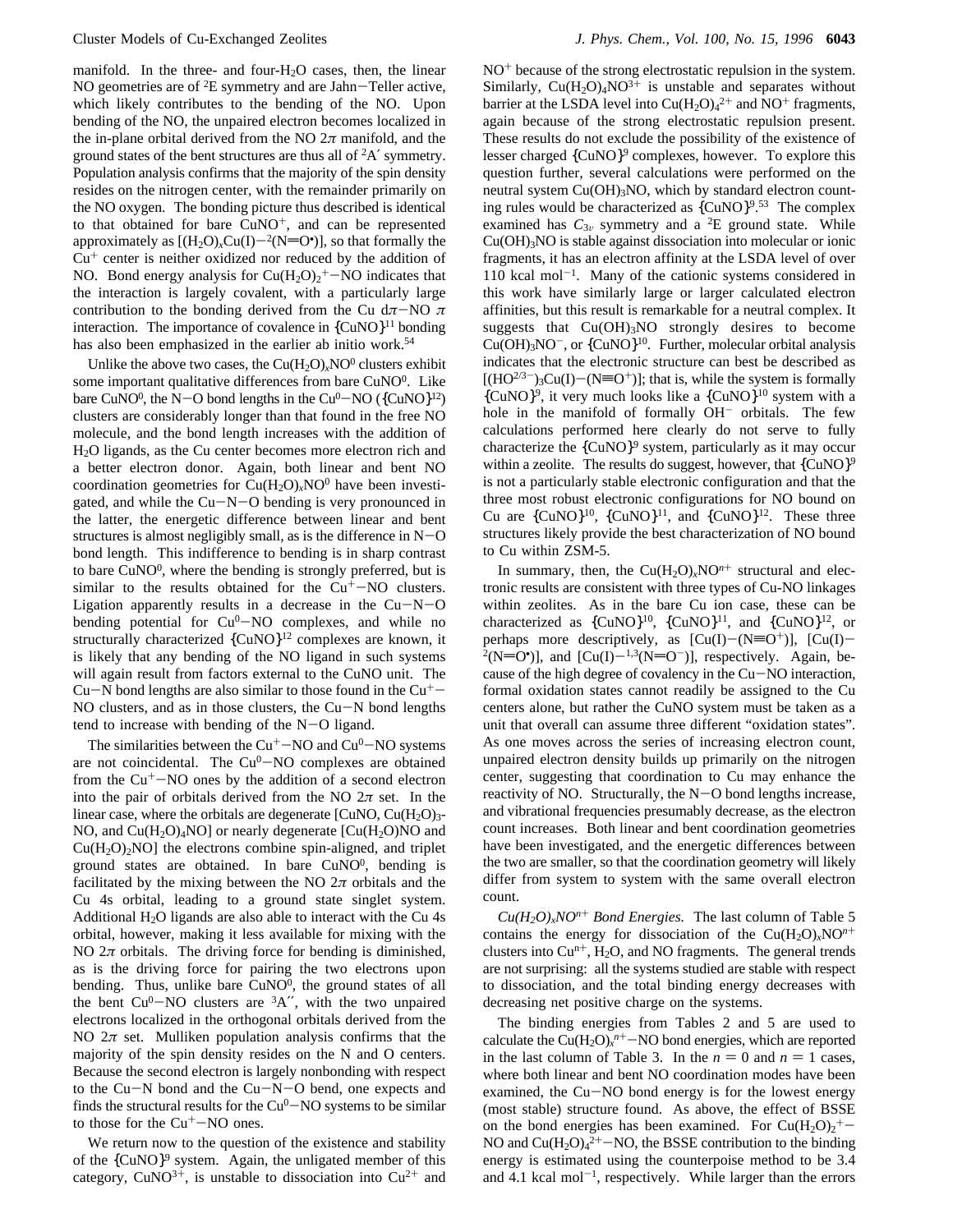manifold. In the three- and four-$H_2O$ cases, then, the linear NO geometries are of $^2E$ symmetry and are Jahn–Teller active, which likely contributes to the bending of the NO. Upon bending of the NO, the unpaired electron becomes localized in the in-plane orbital derived from the NO $2\pi$ manifold, and the ground states of the bent structures are thus all of $^2A'$ symmetry. Population analysis confirms that the majority of the spin density resides on the nitrogen center, with the remainder primarily on the NO oxygen. The bonding picture thus described is identical to that obtained for bare $CuNO^+$, and can be represented approximately as $[(H_2O)_xCu(I)-{}^2(N{=}O^\bullet)]$, so that formally the $Cu^+$ center is neither oxidized nor reduced by the addition of NO. Bond energy analysis for $Cu(H_2O)_2{}^+{-}NO$ indicates that the interaction is largely covalent, with a particularly large contribution to the bonding derived from the Cu $d\pi$–NO $\pi$ interaction. The importance of covalence in $\{CuNO\}^{11}$ bonding has also been emphasized in the earlier ab initio work.[54]

Unlike the above two cases, the $Cu(H_2O)_xNO^0$ clusters exhibit some important qualitative differences from bare $CuNO^0$. Like bare $CuNO^0$, the N–O bond lengths in the $Cu^0$–NO ($\{CuNO\}^{12}$) clusters are considerably longer than that found in the free NO molecule, and the bond length increases with the addition of $H_2O$ ligands, as the Cu center becomes more electron rich and a better electron donor. Again, both linear and bent NO coordination geometries for $Cu(H_2O)_xNO^0$ have been investigated, and while the Cu–N–O bending is very pronounced in the latter, the energetic difference between linear and bent structures is almost negligibly small, as is the difference in N–O bond length. This indifference to bending is in sharp contrast to bare $CuNO^0$, where the bending is strongly preferred, but is similar to the results obtained for the $Cu^+$–NO clusters. Ligation apparently results in a decrease in the Cu–N–O bending potential for $Cu^0$–NO complexes, and while no structurally characterized $\{CuNO\}^{12}$ complexes are known, it is likely that any bending of the NO ligand in such systems will again result from factors external to the CuNO unit. The Cu–N bond lengths are also similar to those found in the $Cu^+$–NO clusters, and as in those clusters, the Cu–N bond lengths tend to increase with bending of the N–O ligand.

The similarities between the $Cu^+$–NO and $Cu^0$–NO systems are not coincidental. The $Cu^0$–NO complexes are obtained from the $Cu^+$–NO ones by the addition of a second electron into the pair of orbitals derived from the NO $2\pi$ set. In the linear case, where the orbitals are degenerate [CuNO, $Cu(H_2O)_3$-NO, and $Cu(H_2O)_4NO$] or nearly degenerate [$Cu(H_2O)NO$ and $Cu(H_2O)_2NO$] the electrons combine spin-aligned, and triplet ground states are obtained. In bare $CuNO^0$, bending is facilitated by the mixing between the NO $2\pi$ orbitals and the Cu 4s orbital, leading to a ground state singlet system. Additional $H_2O$ ligands are also able to interact with the Cu 4s orbital, however, making it less available for mixing with the NO $2\pi$ orbitals. The driving force for bending is diminished, as is the driving force for pairing the two electrons upon bending. Thus, unlike bare $CuNO^0$, the ground states of all the bent $Cu^0$–NO clusters are $^3A''$, with the two unpaired electrons localized in the orthogonal orbitals derived from the NO $2\pi$ set. Mulliken population analysis confirms that the majority of the spin density resides on the N and O centers. Because the second electron is largely nonbonding with respect to the Cu–N bond and the Cu–N–O bend, one expects and finds the structural results for the $Cu^0$–NO systems to be similar to those for the $Cu^+$–NO ones.

We return now to the question of the existence and stability of the $\{CuNO\}^9$ system. Again, the unligated member of this category, $CuNO^{3+}$, is unstable to dissociation into $Cu^{2+}$ and $NO^+$ because of the strong electrostatic repulsion in the system. Similarly, $Cu(H_2O)_4NO^{3+}$ is unstable and separates without barrier at the LSDA level into $Cu(H_2O)_4{}^{2+}$ and $NO^+$ fragments, again because of the strong electrostatic repulsion present. These results do not exclude the possibility of the existence of lesser charged $\{CuNO\}^9$ complexes, however. To explore this question further, several calculations were performed on the neutral system $Cu(OH)_3NO$, which by standard electron counting rules would be characterized as $\{CuNO\}^9$.[53] The complex examined has $C_{3v}$ symmetry and a $^2E$ ground state. While $Cu(OH)_3NO$ is stable against dissociation into molecular or ionic fragments, it has an electron affinity at the LSDA level of over 110 kcal mol$^{-1}$. Many of the cationic systems considered in this work have similarly large or larger calculated electron affinities, but this result is remarkable for a neutral complex. It suggests that $Cu(OH)_3NO$ strongly desires to become $Cu(OH)_3NO^-$, or $\{CuNO\}^{10}$. Further, molecular orbital analysis indicates that the electronic structure can best be described as $[(HO^{2/3-})_3Cu(I)-(N{\equiv}O^+)]$; that is, while the system is formally $\{CuNO\}^9$, it very much looks like a $\{CuNO\}^{10}$ system with a hole in the manifold of formally $OH^-$ orbitals. The few calculations performed here clearly do not serve to fully characterize the $\{CuNO\}^9$ system, particularly as it may occur within a zeolite. The results do suggest, however, that $\{CuNO\}^9$ is not a particularly stable electronic configuration and that the three most robust electronic configurations for NO bound on Cu are $\{CuNO\}^{10}$, $\{CuNO\}^{11}$, and $\{CuNO\}^{12}$. These three structures likely provide the best characterization of NO bound to Cu within ZSM-5.

In summary, then, the $Cu(H_2O)_xNO^{n+}$ structural and electronic results are consistent with three types of Cu-NO linkages within zeolites. As in the bare Cu ion case, these can be characterized as $\{CuNO\}^{10}$, $\{CuNO\}^{11}$, and $\{CuNO\}^{12}$, or perhaps more descriptively, as $[Cu(I)-(N{\equiv}O^+)]$, $[Cu(I)-{}^2(N{=}O^\bullet)]$, and $[Cu(I)-{}^{1,3}(N{=}O^-)]$, respectively. Again, because of the high degree of covalency in the Cu–NO interaction, formal oxidation states cannot readily be assigned to the Cu centers alone, but rather the CuNO system must be taken as a unit that overall can assume three different "oxidation states". As one moves across the series of increasing electron count, unpaired electron density builds up primarily on the nitrogen center, suggesting that coordination to Cu may enhance the reactivity of NO. Structurally, the N–O bond lengths increase, and vibrational frequencies presumably decrease, as the electron count increases. Both linear and bent coordination geometries have been investigated, and the energetic differences between the two are smaller, so that the coordination geometry will likely differ from system to system with the same overall electron count.

*$Cu(H_2O)_xNO^{n+}$ Bond Energies.* The last column of Table 5 contains the energy for dissociation of the $Cu(H_2O)_xNO^{n+}$ clusters into $Cu^{n+}$, $H_2O$, and NO fragments. The general trends are not surprising: all the systems studied are stable with respect to dissociation, and the total binding energy decreases with decreasing net positive charge on the systems.

The binding energies from Tables 2 and 5 are used to calculate the $Cu(H_2O)_x{}^{n+}$–NO bond energies, which are reported in the last column of Table 3. In the $n = 0$ and $n = 1$ cases, where both linear and bent NO coordination modes have been examined, the Cu–NO bond energy is for the lowest energy (most stable) structure found. As above, the effect of BSSE on the bond energies has been examined. For $Cu(H_2O)_2{}^+$–NO and $Cu(H_2O)_4{}^{2+}$–NO, the BSSE contribution to the binding energy is estimated using the counterpoise method to be 3.4 and 4.1 kcal mol$^{-1}$, respectively. While larger than the errors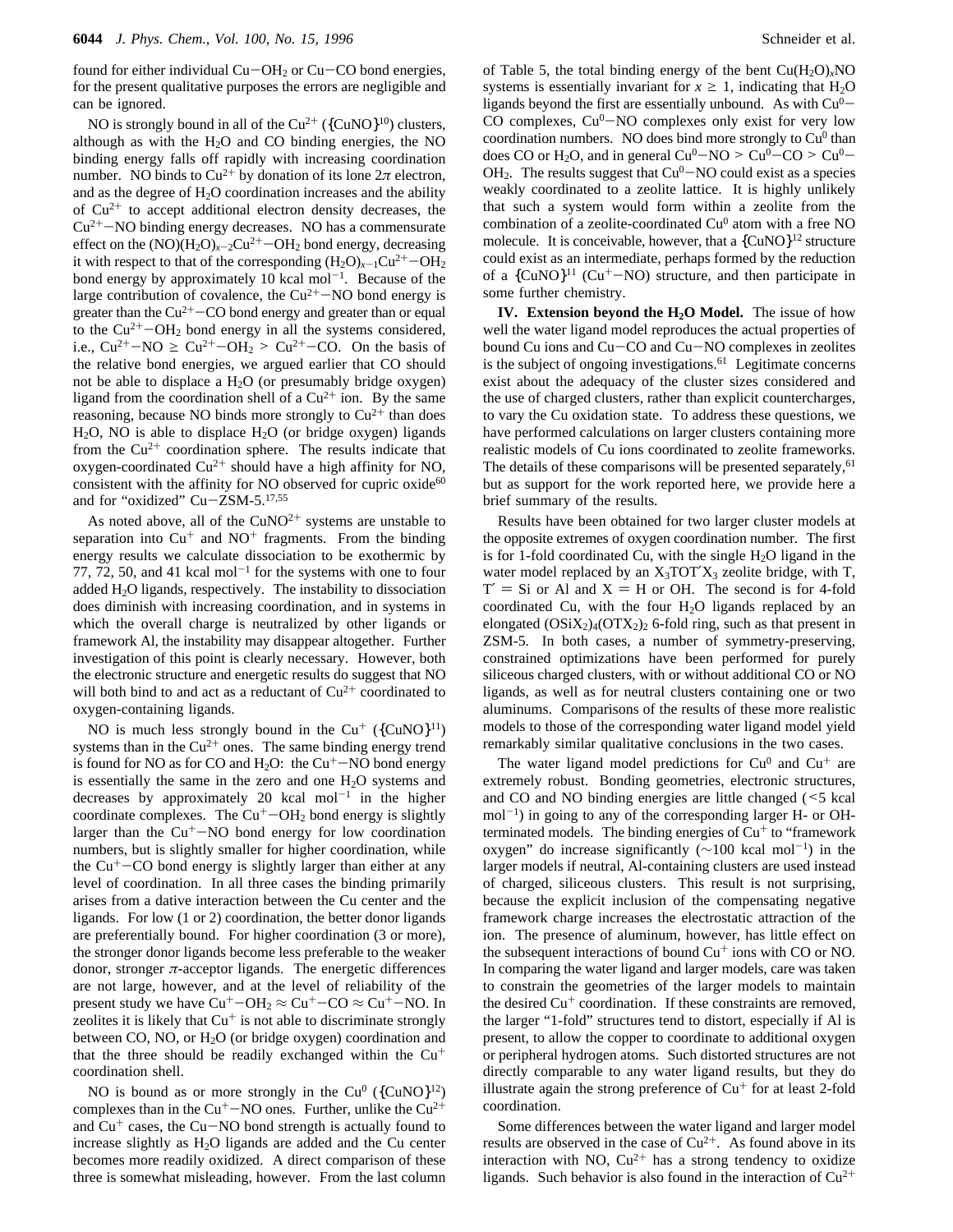found for either individual $Cu-OH_2$ or $Cu-CO$ bond energies, for the present qualitative purposes the errors are negligible and can be ignored.

NO is strongly bound in all of the $Cu^{2+}$ ($\{CuNO\}^{10}$) clusters, although as with the $H_2O$ and CO binding energies, the NO binding energy falls off rapidly with increasing coordination number. NO binds to $Cu^{2+}$ by donation of its lone $2\pi$ electron, and as the degree of $H_2O$ coordination increases and the ability of $Cu^{2+}$ to accept additional electron density decreases, the $Cu^{2+}-NO$ binding energy decreases. NO has a commensurate effect on the $(NO)(H_2O)_{x-2}Cu^{2+}-OH_2$ bond energy, decreasing it with respect to that of the corresponding $(H_2O)_{x-1}Cu^{2+}-OH_2$ bond energy by approximately 10 kcal $mol^{-1}$. Because of the large contribution of covalence, the $Cu^{2+}-NO$ bond energy is greater than the $Cu^{2+}-CO$ bond energy and greater than or equal to the $Cu^{2+}-OH_2$ bond energy in all the systems considered, i.e., $Cu^{2+}-NO \geq Cu^{2+}-OH_2 > Cu^{2+}-CO$. On the basis of the relative bond energies, we argued earlier that CO should not be able to displace a $H_2O$ (or presumably bridge oxygen) ligand from the coordination shell of a $Cu^{2+}$ ion. By the same reasoning, because NO binds more strongly to $Cu^{2+}$ than does $H_2O$, NO is able to displace $H_2O$ (or bridge oxygen) ligands from the $Cu^{2+}$ coordination sphere. The results indicate that oxygen-coordinated $Cu^{2+}$ should have a high affinity for NO, consistent with the affinity for NO observed for cupric oxide[60] and for "oxidized" Cu–ZSM-5.[17,55]

As noted above, all of the $CuNO^{2+}$ systems are unstable to separation into $Cu^+$ and $NO^+$ fragments. From the binding energy results we calculate dissociation to be exothermic by 77, 72, 50, and 41 kcal $mol^{-1}$ for the systems with one to four added $H_2O$ ligands, respectively. The instability to dissociation does diminish with increasing coordination, and in systems in which the overall charge is neutralized by other ligands or framework Al, the instability may disappear altogether. Further investigation of this point is clearly necessary. However, both the electronic structure and energetic results do suggest that NO will both bind to and act as a reductant of $Cu^{2+}$ coordinated to oxygen-containing ligands.

NO is much less strongly bound in the $Cu^+$ ($\{CuNO\}^{11}$) systems than in the $Cu^{2+}$ ones. The same binding energy trend is found for NO as for CO and $H_2O$: the $Cu^+-NO$ bond energy is essentially the same in the zero and one $H_2O$ systems and decreases by approximately 20 kcal $mol^{-1}$ in the higher coordinate complexes. The $Cu^+-OH_2$ bond energy is slightly larger than the $Cu^+-NO$ bond energy for low coordination numbers, but is slightly smaller for higher coordination, while the $Cu^+-CO$ bond energy is slightly larger than either at any level of coordination. In all three cases the binding primarily arises from a dative interaction between the Cu center and the ligands. For low (1 or 2) coordination, the better donor ligands are preferentially bound. For higher coordination (3 or more), the stronger donor ligands become less preferable to the weaker donor, stronger $\pi$-acceptor ligands. The energetic differences are not large, however, and at the level of reliability of the present study we have $Cu^+-OH_2 \approx Cu^+-CO \approx Cu^+-NO$. In zeolites it is likely that $Cu^+$ is not able to discriminate strongly between CO, NO, or $H_2O$ (or bridge oxygen) coordination and that the three should be readily exchanged within the $Cu^+$ coordination shell.

NO is bound as or more strongly in the $Cu^0$ ($\{CuNO\}^{12}$) complexes than in the $Cu^+-NO$ ones. Further, unlike the $Cu^{2+}$ and $Cu^+$ cases, the Cu–NO bond strength is actually found to increase slightly as $H_2O$ ligands are added and the Cu center becomes more readily oxidized. A direct comparison of these three is somewhat misleading, however. From the last column of Table 5, the total binding energy of the bent $Cu(H_2O)_xNO$ systems is essentially invariant for $x \geq 1$, indicating that $H_2O$ ligands beyond the first are essentially unbound. As with $Cu^0-CO$ complexes, $Cu^0-NO$ complexes only exist for very low coordination numbers. NO does bind more strongly to $Cu^0$ than does CO or $H_2O$, and in general $Cu^0-NO > Cu^0-CO > Cu^0-OH_2$. The results suggest that $Cu^0-NO$ could exist as a species weakly coordinated to a zeolite lattice. It is highly unlikely that such a system would form within a zeolite from the combination of a zeolite-coordinated $Cu^0$ atom with a free NO molecule. It is conceivable, however, that a $\{CuNO\}^{12}$ structure could exist as an intermediate, perhaps formed by the reduction of a $\{CuNO\}^{11}$ ($Cu^+-NO$) structure, and then participate in some further chemistry.

**IV. Extension beyond the $H_2O$ Model.** The issue of how well the water ligand model reproduces the actual properties of bound Cu ions and Cu–CO and Cu–NO complexes in zeolites is the subject of ongoing investigations.[61] Legitimate concerns exist about the adequacy of the cluster sizes considered and the use of charged clusters, rather than explicit countercharges, to vary the Cu oxidation state. To address these questions, we have performed calculations on larger clusters containing more realistic models of Cu ions coordinated to zeolite frameworks. The details of these comparisons will be presented separately,[61] but as support for the work reported here, we provide here a brief summary of the results.

Results have been obtained for two larger cluster models at the opposite extremes of oxygen coordination number. The first is for 1-fold coordinated Cu, with the single $H_2O$ ligand in the water model replaced by an $X_3TOT'X_3$ zeolite bridge, with T, T′ = Si or Al and X = H or OH. The second is for 4-fold coordinated Cu, with the four $H_2O$ ligands replaced by an elongated $(OSiX_2)_4(OTX_2)_2$ 6-fold ring, such as that present in ZSM-5. In both cases, a number of symmetry-preserving, constrained optimizations have been performed for purely siliceous charged clusters, with or without additional CO or NO ligands, as well as for neutral clusters containing one or two aluminums. Comparisons of the results of these more realistic models to those of the corresponding water ligand model yield remarkably similar qualitative conclusions in the two cases.

The water ligand model predictions for $Cu^0$ and $Cu^+$ are extremely robust. Bonding geometries, electronic structures, and CO and NO binding energies are little changed (<5 kcal $mol^{-1}$) in going to any of the corresponding larger H- or OH-terminated models. The binding energies of $Cu^+$ to "framework oxygen" do increase significantly (~100 kcal $mol^{-1}$) in the larger models if neutral, Al-containing clusters are used instead of charged, siliceous clusters. This result is not surprising, because the explicit inclusion of the compensating negative framework charge increases the electrostatic attraction of the ion. The presence of aluminum, however, has little effect on the subsequent interactions of bound $Cu^+$ ions with CO or NO. In comparing the water ligand and larger models, care was taken to constrain the geometries of the larger models to maintain the desired $Cu^+$ coordination. If these constraints are removed, the larger "1-fold" structures tend to distort, especially if Al is present, to allow the copper to coordinate to additional oxygen or peripheral hydrogen atoms. Such distorted structures are not directly comparable to any water ligand results, but they do illustrate again the strong preference of $Cu^+$ for at least 2-fold coordination.

Some differences between the water ligand and larger model results are observed in the case of $Cu^{2+}$. As found above in its interaction with NO, $Cu^{2+}$ has a strong tendency to oxidize ligands. Such behavior is also found in the interaction of $Cu^{2+}$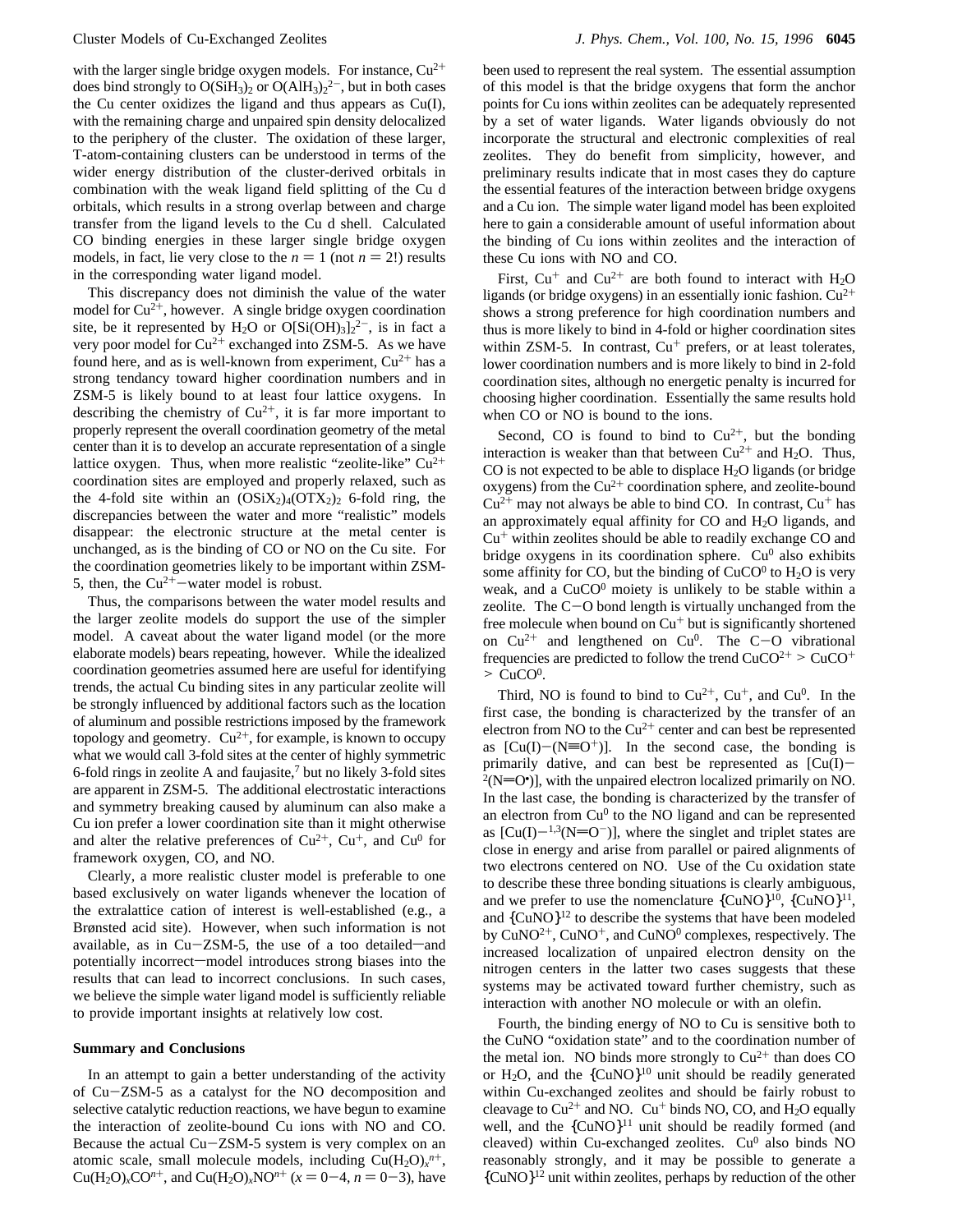with the larger single bridge oxygen models. For instance, $Cu^{2+}$ does bind strongly to $O(SiH_3)_2$ or $O(AlH_3)_2^{2-}$, but in both cases the Cu center oxidizes the ligand and thus appears as Cu(I), with the remaining charge and unpaired spin density delocalized to the periphery of the cluster. The oxidation of these larger, T-atom-containing clusters can be understood in terms of the wider energy distribution of the cluster-derived orbitals in combination with the weak ligand field splitting of the Cu d orbitals, which results in a strong overlap between and charge transfer from the ligand levels to the Cu d shell. Calculated CO binding energies in these larger single bridge oxygen models, in fact, lie very close to the $n = 1$ (not $n = 2$!) results in the corresponding water ligand model.

This discrepancy does not diminish the value of the water model for $Cu^{2+}$, however. A single bridge oxygen coordination site, be it represented by $H_2O$ or $O[Si(OH)_3]_2^{2-}$, is in fact a very poor model for $Cu^{2+}$ exchanged into ZSM-5. As we have found here, and as is well-known from experiment, $Cu^{2+}$ has a strong tendancy toward higher coordination numbers and in ZSM-5 is likely bound to at least four lattice oxygens. In describing the chemistry of $Cu^{2+}$, it is far more important to properly represent the overall coordination geometry of the metal center than it is to develop an accurate representation of a single lattice oxygen. Thus, when more realistic "zeolite-like" $Cu^{2+}$ coordination sites are employed and properly relaxed, such as the 4-fold site within an $(OSiX_2)_4(OTX_2)_2$ 6-fold ring, the discrepancies between the water and more "realistic" models disappear: the electronic structure at the metal center is unchanged, as is the binding of CO or NO on the Cu site. For the coordination geometries likely to be important within ZSM-5, then, the $Cu^{2+}$–water model is robust.

Thus, the comparisons between the water model results and the larger zeolite models do support the use of the simpler model. A caveat about the water ligand model (or the more elaborate models) bears repeating, however. While the idealized coordination geometries assumed here are useful for identifying trends, the actual Cu binding sites in any particular zeolite will be strongly influenced by additional factors such as the location of aluminum and possible restrictions imposed by the framework topology and geometry. $Cu^{2+}$, for example, is known to occupy what we would call 3-fold sites at the center of highly symmetric 6-fold rings in zeolite A and faujasite,[7] but no likely 3-fold sites are apparent in ZSM-5. The additional electrostatic interactions and symmetry breaking caused by aluminum can also make a Cu ion prefer a lower coordination site than it might otherwise and alter the relative preferences of $Cu^{2+}$, $Cu^{+}$, and $Cu^{0}$ for framework oxygen, CO, and NO.

Clearly, a more realistic cluster model is preferable to one based exclusively on water ligands whenever the location of the extralattice cation of interest is well-established (e.g., a Brønsted acid site). However, when such information is not available, as in Cu–ZSM-5, the use of a too detailed—and potentially incorrect—model introduces strong biases into the results that can lead to incorrect conclusions. In such cases, we believe the simple water ligand model is sufficiently reliable to provide important insights at relatively low cost.

## Summary and Conclusions

In an attempt to gain a better understanding of the activity of Cu–ZSM-5 as a catalyst for the NO decomposition and selective catalytic reduction reactions, we have begun to examine the interaction of zeolite-bound Cu ions with NO and CO. Because the actual Cu–ZSM-5 system is very complex on an atomic scale, small molecule models, including $Cu(H_2O)_x^{n+}$, $Cu(H_2O)_xCO^{n+}$, and $Cu(H_2O)_xNO^{n+}$ ($x = 0$–$4$, $n = 0$–$3$), have been used to represent the real system. The essential assumption of this model is that the bridge oxygens that form the anchor points for Cu ions within zeolites can be adequately represented by a set of water ligands. Water ligands obviously do not incorporate the structural and electronic complexities of real zeolites. They do benefit from simplicity, however, and preliminary results indicate that in most cases they do capture the essential features of the interaction between bridge oxygens and a Cu ion. The simple water ligand model has been exploited here to gain a considerable amount of useful information about the binding of Cu ions within zeolites and the interaction of these Cu ions with NO and CO.

First, $Cu^{+}$ and $Cu^{2+}$ are both found to interact with $H_2O$ ligands (or bridge oxygens) in an essentially ionic fashion. $Cu^{2+}$ shows a strong preference for high coordination numbers and thus is more likely to bind in 4-fold or higher coordination sites within ZSM-5. In contrast, $Cu^{+}$ prefers, or at least tolerates, lower coordination numbers and is more likely to bind in 2-fold coordination sites, although no energetic penalty is incurred for choosing higher coordination. Essentially the same results hold when CO or NO is bound to the ions.

Second, CO is found to bind to $Cu^{2+}$, but the bonding interaction is weaker than that between $Cu^{2+}$ and $H_2O$. Thus, CO is not expected to be able to displace $H_2O$ ligands (or bridge oxygens) from the $Cu^{2+}$ coordination sphere, and zeolite-bound $Cu^{2+}$ may not always be able to bind CO. In contrast, $Cu^{+}$ has an approximately equal affinity for CO and $H_2O$ ligands, and $Cu^{+}$ within zeolites should be able to readily exchange CO and bridge oxygens in its coordination sphere. $Cu^{0}$ also exhibits some affinity for CO, but the binding of $CuCO^{0}$ to $H_2O$ is very weak, and a $CuCO^{0}$ moiety is unlikely to be stable within a zeolite. The C–O bond length is virtually unchanged from the free molecule when bound on $Cu^{+}$ but is significantly shortened on $Cu^{2+}$ and lengthened on $Cu^{0}$. The C–O vibrational frequencies are predicted to follow the trend $CuCO^{2+} > CuCO^{+} > CuCO^{0}$.

Third, NO is found to bind to $Cu^{2+}$, $Cu^{+}$, and $Cu^{0}$. In the first case, the bonding is characterized by the transfer of an electron from NO to the $Cu^{2+}$ center and can best be represented as $[Cu(I)-(N{\equiv}O^{+})]$. In the second case, the bonding is primarily dative, and can best be represented as $[Cu(I)-{}^{2}(N{=}O^{\bullet})]$, with the unpaired electron localized primarily on NO. In the last case, the bonding is characterized by the transfer of an electron from $Cu^{0}$ to the NO ligand and can be represented as $[Cu(I)-{}^{1,3}(N{=}O^{-})]$, where the singlet and triplet states are close in energy and arise from parallel or paired alignments of two electrons centered on NO. Use of the Cu oxidation state to describe these three bonding situations is clearly ambiguous, and we prefer to use the nomenclature $\{CuNO\}^{10}$, $\{CuNO\}^{11}$, and $\{CuNO\}^{12}$ to describe the systems that have been modeled by $CuNO^{2+}$, $CuNO^{+}$, and $CuNO^{0}$ complexes, respectively. The increased localization of unpaired electron density on the nitrogen centers in the latter two cases suggests that these systems may be activated toward further chemistry, such as interaction with another NO molecule or with an olefin.

Fourth, the binding energy of NO to Cu is sensitive both to the CuNO "oxidation state" and to the coordination number of the metal ion. NO binds more strongly to $Cu^{2+}$ than does CO or $H_2O$, and the $\{CuNO\}^{10}$ unit should be readily generated within Cu-exchanged zeolites and should be fairly robust to cleavage to $Cu^{2+}$ and NO. $Cu^{+}$ binds NO, CO, and $H_2O$ equally well, and the $\{CuNO\}^{11}$ unit should be readily formed (and cleaved) within Cu-exchanged zeolites. $Cu^{0}$ also binds NO reasonably strongly, and it may be possible to generate a $\{CuNO\}^{12}$ unit within zeolites, perhaps by reduction of the other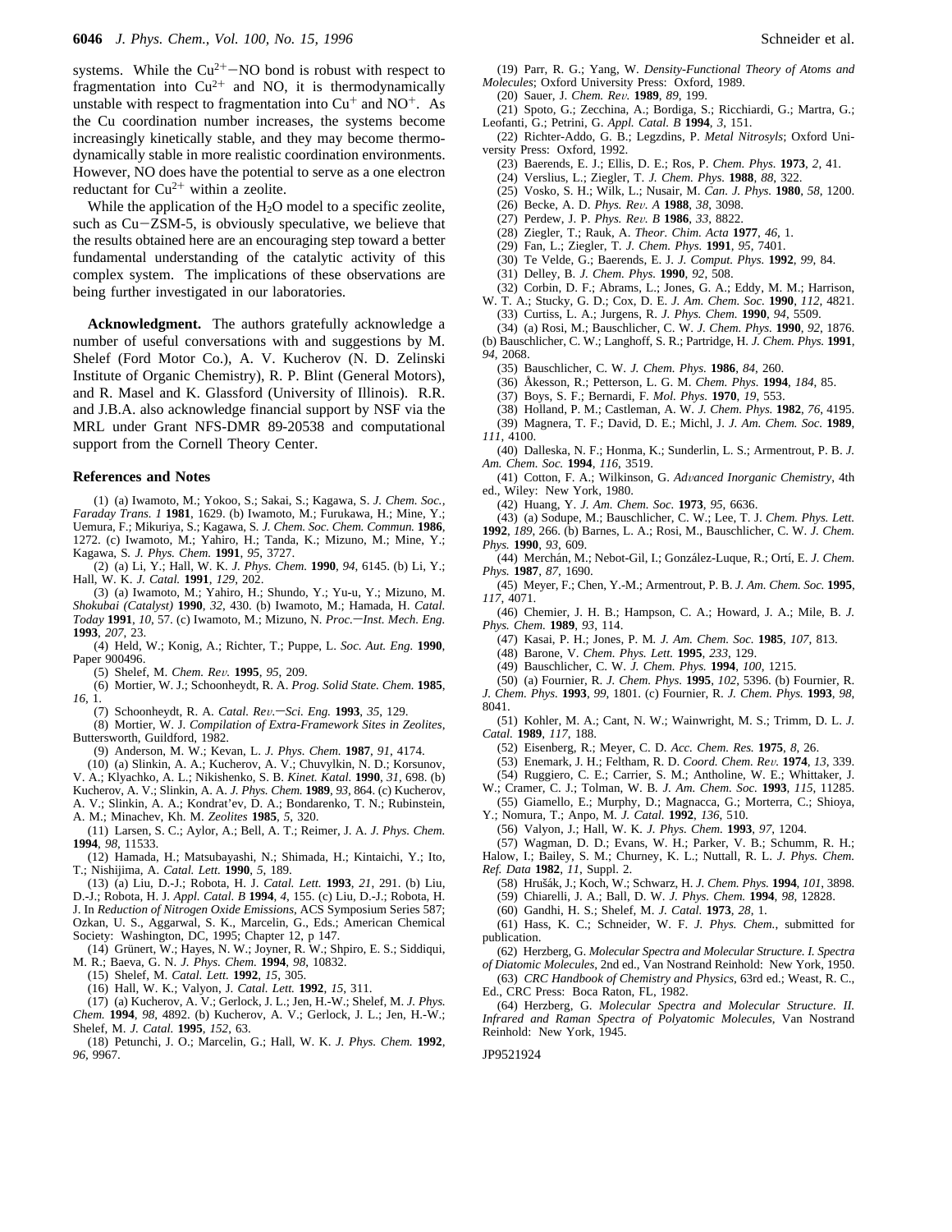systems. While the $Cu^{2+}$−NO bond is robust with respect to fragmentation into $Cu^{2+}$ and NO, it is thermodynamically unstable with respect to fragmentation into $Cu^{+}$ and $NO^{+}$. As the Cu coordination number increases, the systems become increasingly kinetically stable, and they may become thermodynamically stable in more realistic coordination environments. However, NO does have the potential to serve as a one electron reductant for $Cu^{2+}$ within a zeolite.

While the application of the $H_2O$ model to a specific zeolite, such as Cu−ZSM-5, is obviously speculative, we believe that the results obtained here are an encouraging step toward a better fundamental understanding of the catalytic activity of this complex system. The implications of these observations are being further investigated in our laboratories.

**Acknowledgment.** The authors gratefully acknowledge a number of useful conversations with and suggestions by M. Shelef (Ford Motor Co.), A. V. Kucherov (N. D. Zelinski Institute of Organic Chemistry), R. P. Blint (General Motors), and R. Masel and K. Glassford (University of Illinois). R.R. and J.B.A. also acknowledge financial support by NSF via the MRL under Grant NFS-DMR 89-20538 and computational support from the Cornell Theory Center.

## References and Notes

(1) (a) Iwamoto, M.; Yokoo, S.; Sakai, S.; Kagawa, S. *J. Chem. Soc., Faraday Trans. 1* **1981**, 1629. (b) Iwamoto, M.; Furukawa, H.; Mine, Y.; Uemura, F.; Mikuriya, S.; Kagawa, S. *J. Chem. Soc. Chem. Commun.* **1986**, 1272. (c) Iwamoto, M.; Yahiro, H.; Tanda, K.; Mizuno, M.; Mine, Y.; Kagawa, S. *J. Phys. Chem.* **1991**, *95*, 3727.

(2) (a) Li, Y.; Hall, W. K. *J. Phys. Chem.* **1990**, *94*, 6145. (b) Li, Y.; Hall, W. K. *J. Catal.* **1991**, *129*, 202.

(3) (a) Iwamoto, M.; Yahiro, H.; Shundo, Y.; Yu-u, Y.; Mizuno, M. *Shokubai (Catalyst)* **1990**, *32*, 430. (b) Iwamoto, M.; Hamada, H. *Catal. Today* **1991**, *10*, 57. (c) Iwamoto, M.; Mizuno, N. *Proc.*−*Inst. Mech. Eng.* **1993**, *207*, 23.

(4) Held, W.; Konig, A.; Richter, T.; Puppe, L. *Soc. Aut. Eng.* **1990**, Paper 900496.

(5) Shelef, M. *Chem. Rev.* **1995**, *95*, 209.

(6) Mortier, W. J.; Schoonheydt, R. A. *Prog. Solid State. Chem.* **1985**, *16*, 1.

(7) Schoonheydt, R. A. *Catal. Rev.*−*Sci. Eng.* **1993**, *35*, 129.

(8) Mortier, W. J. *Compilation of Extra-Framework Sites in Zeolites*, Buttersworth, Guildford, 1982.

(9) Anderson, M. W.; Kevan, L. *J. Phys. Chem.* **1987**, *91*, 4174.

(10) (a) Slinkin, A. A.; Kucherov, A. V.; Chuvylkin, N. D.; Korsunov, V. A.; Klyachko, A. L.; Nikishenko, S. B. *Kinet. Katal.* **1990**, *31*, 698. (b) Kucherov, A. V.; Slinkin, A. A. *J. Phys. Chem.* **1989**, *93*, 864. (c) Kucherov, A. V.; Slinkin, A. A.; Kondrat'ev, D. A.; Bondarenko, T. N.; Rubinstein, A. M.; Minachev, Kh. M. *Zeolites* **1985**, *5*, 320.

(11) Larsen, S. C.; Aylor, A.; Bell, A. T.; Reimer, J. A. *J. Phys. Chem.* **1994**, *98*, 11533.

(12) Hamada, H.; Matsubayashi, N.; Shimada, H.; Kintaichi, Y.; Ito, T.; Nishijima, A. *Catal. Lett.* **1990**, *5*, 189.

(13) (a) Liu, D.-J.; Robota, H. J. *Catal. Lett.* **1993**, *21*, 291. (b) Liu, D.-J.; Robota, H. J. *Appl. Catal. B* **1994**, *4*, 155. (c) Liu, D.-J.; Robota, H. J. In *Reduction of Nitrogen Oxide Emissions*, ACS Symposium Series 587; Ozkan, U. S., Aggarwal, S. K., Marcelin, G., Eds.; American Chemical Society: Washington, DC, 1995; Chapter 12, p 147.

(14) Grünert, W.; Hayes, N. W.; Joyner, R. W.; Shpiro, E. S.; Siddiqui, M. R.; Baeva, G. N. *J. Phys. Chem.* **1994**, *98*, 10832.

(15) Shelef, M. *Catal. Lett.* **1992**, *15*, 305.

(16) Hall, W. K.; Valyon, J. *Catal. Lett.* **1992**, *15*, 311.

(17) (a) Kucherov, A. V.; Gerlock, J. L.; Jen, H.-W.; Shelef, M. *J. Phys. Chem.* **1994**, *98*, 4892. (b) Kucherov, A. V.; Gerlock, J. L.; Jen, H.-W.; Shelef, M. *J. Catal.* **1995**, *152*, 63.

(18) Petunchi, J. O.; Marcelin, G.; Hall, W. K. *J. Phys. Chem.* **1992**, *96*, 9967.

(19) Parr, R. G.; Yang, W. *Density-Functional Theory of Atoms and Molecules*; Oxford University Press: Oxford, 1989.

(20) Sauer, J. *Chem. Rev.* **1989**, *89*, 199.

(21) Spoto, G.; Zecchina, A.; Bordiga, S.; Ricchiardi, G.; Martra, G.; Leofanti, G.; Petrini, G. *Appl. Catal. B* **1994**, *3*, 151.

(22) Richter-Addo, G. B.; Legzdins, P. *Metal Nitrosyls*; Oxford University Press: Oxford, 1992.

(23) Baerends, E. J.; Ellis, D. E.; Ros, P. *Chem. Phys.* **1973**, *2*, 41.

(24) Verslius, L.; Ziegler, T. *J. Chem. Phys.* **1988**, *88*, 322.

(25) Vosko, S. H.; Wilk, L.; Nusair, M. *Can. J. Phys.* **1980**, *58*, 1200.

(26) Becke, A. D. *Phys. Rev. A* **1988**, *38*, 3098.

(27) Perdew, J. P. *Phys. Rev. B* **1986**, *33*, 8822.

(28) Ziegler, T.; Rauk, A. *Theor. Chim. Acta* **1977**, *46*, 1.

(29) Fan, L.; Ziegler, T. *J. Chem. Phys.* **1991**, *95*, 7401.

(30) Te Velde, G.; Baerends, E. J. *J. Comput. Phys.* **1992**, *99*, 84.

(31) Delley, B. *J. Chem. Phys.* **1990**, *92*, 508.

(32) Corbin, D. F.; Abrams, L.; Jones, G. A.; Eddy, M. M.; Harrison, W. T. A.; Stucky, G. D.; Cox, D. E. *J. Am. Chem. Soc.* **1990**, *112*, 4821.

(33) Curtiss, L. A.; Jurgens, R. *J. Phys. Chem.* **1990**, *94*, 5509.

(34) (a) Rosi, M.; Bauschlicher, C. W. *J. Chem. Phys.* **1990**, *92*, 1876. (b) Bauschlicher, C. W.; Langhoff, S. R.; Partridge, H. *J. Chem. Phys.* **1991**, *94*, 2068.

(35) Bauschlicher, C. W. *J. Chem. Phys.* **1986**, *84*, 260.

(36) Åkesson, R.; Petterson, L. G. M. *Chem. Phys.* **1994**, *184*, 85.

(37) Boys, S. F.; Bernardi, F. *Mol. Phys.* **1970**, *19*, 553.

(38) Holland, P. M.; Castleman, A. W. *J. Chem. Phys.* **1982**, *76*, 4195.

(39) Magnera, T. F.; David, D. E.; Michl, J. *J. Am. Chem. Soc.* **1989**, *111*, 4100.

(40) Dalleska, N. F.; Honma, K.; Sunderlin, L. S.; Armentrout, P. B. *J. Am. Chem. Soc.* **1994**, *116*, 3519.

(41) Cotton, F. A.; Wilkinson, G. *Advanced Inorganic Chemistry*, 4th ed., Wiley: New York, 1980.

(42) Huang, Y. *J. Am. Chem. Soc.* **1973**, *95*, 6636.

(43) (a) Sodupe, M.; Bauschlicher, C. W.; Lee, T. J. *Chem. Phys. Lett.* **1992**, *189*, 266. (b) Barnes, L. A.; Rosi, M., Bauschlicher, C. W. *J. Chem. Phys.* **1990**, *93*, 609.

(44) Merchán, M.; Nebot-Gil, I.; González-Luque, R.; Ortí, E. *J. Chem. Phys.* **1987**, *87*, 1690.

(45) Meyer, F.; Chen, Y.-M.; Armentrout, P. B. *J. Am. Chem. Soc.* **1995**, *117*, 4071.

(46) Chemier, J. H. B.; Hampson, C. A.; Howard, J. A.; Mile, B. *J. Phys. Chem.* **1989**, *93*, 114.

(47) Kasai, P. H.; Jones, P. M. *J. Am. Chem. Soc.* **1985**, *107*, 813.

(48) Barone, V. *Chem. Phys. Lett.* **1995**, *233*, 129.

(49) Bauschlicher, C. W. *J. Chem. Phys.* **1994**, *100*, 1215.

(50) (a) Fournier, R. *J. Chem. Phys.* **1995**, *102*, 5396. (b) Fournier, R. *J. Chem. Phys.* **1993**, *99*, 1801. (c) Fournier, R. *J. Chem. Phys.* **1993**, *98*, 8041.

(51) Kohler, M. A.; Cant, N. W.; Wainwright, M. S.; Trimm, D. L. *J. Catal.* **1989**, *117*, 188.

(52) Eisenberg, R.; Meyer, C. D. *Acc. Chem. Res.* **1975**, *8*, 26.

(53) Enemark, J. H.; Feltham, R. D. *Coord. Chem. Rev.* **1974**, *13*, 339.

(54) Ruggiero, C. E.; Carrier, S. M.; Antholine, W. E.; Whittaker, J. W.; Cramer, C. J.; Tolman, W. B. *J. Am. Chem. Soc.* **1993**, *115*, 11285.

(55) Giamello, E.; Murphy, D.; Magnacca, G.; Morterra, C.; Shioya, Y.; Nomura, T.; Anpo, M. *J. Catal.* **1992**, *136*, 510.

(56) Valyon, J.; Hall, W. K. *J. Phys. Chem.* **1993**, *97*, 1204.

(57) Wagman, D. D.; Evans, W. H.; Parker, V. B.; Schumm, R. H.; Halow, I.; Bailey, S. M.; Churney, K. L.; Nuttall, R. L. *J. Phys. Chem. Ref. Data* **1982**, *11*, Suppl. 2.

(58) Hrušák, J.; Koch, W.; Schwarz, H. *J. Chem. Phys.* **1994**, *101*, 3898.

(59) Chiarelli, J. A.; Ball, D. W. *J. Phys. Chem.* **1994**, *98*, 12828.

(60) Gandhi, H. S.; Shelef, M. *J. Catal.* **1973**, *28*, 1.

(61) Hass, K. C.; Schneider, W. F. *J. Phys. Chem.*, submitted for publication.

(62) Herzberg, G. *Molecular Spectra and Molecular Structure. I. Spectra of Diatomic Molecules*, 2nd ed., Van Nostrand Reinhold: New York, 1950.

(63) *CRC Handbook of Chemistry and Physics*, 63rd ed.; Weast, R. C., Ed., CRC Press: Boca Raton, FL, 1982.

(64) Herzberg, G. *Molecular Spectra and Molecular Structure. II. Infrared and Raman Spectra of Polyatomic Molecules*, Van Nostrand Reinhold: New York, 1945.

JP9521924